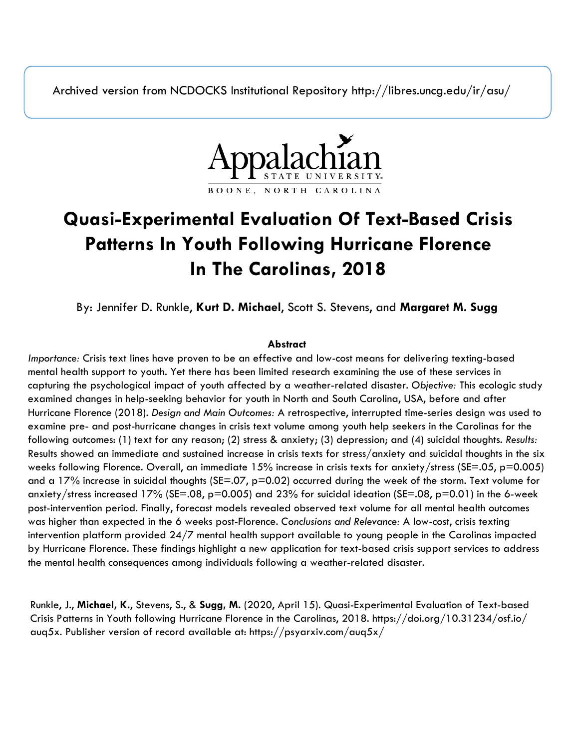Archived version from NCDOCKS Institutional Repository http://libres.uncg.edu/ir/asu/

Appalachian State University
BOONE, NORTH CAROLINA

# Quasi-Experimental Evaluation Of Text-Based Crisis Patterns In Youth Following Hurricane Florence In The Carolinas, 2018

By: Jennifer D. Runkle, **Kurt D. Michael**, Scott S. Stevens, and **Margaret M. Sugg**

**Abstract**

*Importance:* Crisis text lines have proven to be an effective and low-cost means for delivering texting-based mental health support to youth. Yet there has been limited research examining the use of these services in capturing the psychological impact of youth affected by a weather-related disaster. *Objective:* This ecologic study examined changes in help-seeking behavior for youth in North and South Carolina, USA, before and after Hurricane Florence (2018). *Design and Main Outcomes:* A retrospective, interrupted time-series design was used to examine pre- and post-hurricane changes in crisis text volume among youth help seekers in the Carolinas for the following outcomes: (1) text for any reason; (2) stress & anxiety; (3) depression; and (4) suicidal thoughts. *Results:* Results showed an immediate and sustained increase in crisis texts for stress/anxiety and suicidal thoughts in the six weeks following Florence. Overall, an immediate 15% increase in crisis texts for anxiety/stress (SE=.05, p=0.005) and a 17% increase in suicidal thoughts (SE=.07, p=0.02) occurred during the week of the storm. Text volume for anxiety/stress increased 17% (SE=.08, p=0.005) and 23% for suicidal ideation (SE=.08, p=0.01) in the 6-week post-intervention period. Finally, forecast models revealed observed text volume for all mental health outcomes was higher than expected in the 6 weeks post-Florence. *Conclusions and Relevance:* A low-cost, crisis texting intervention platform provided 24/7 mental health support available to young people in the Carolinas impacted by Hurricane Florence. These findings highlight a new application for text-based crisis support services to address the mental health consequences among individuals following a weather-related disaster.

Runkle, J., **Michael, K.**, Stevens, S., & **Sugg, M.** (2020, April 15). Quasi-Experimental Evaluation of Text-based Crisis Patterns in Youth following Hurricane Florence in the Carolinas, 2018. https://doi.org/10.31234/osf.io/auq5x. Publisher version of record available at: https://psyarxiv.com/auq5x/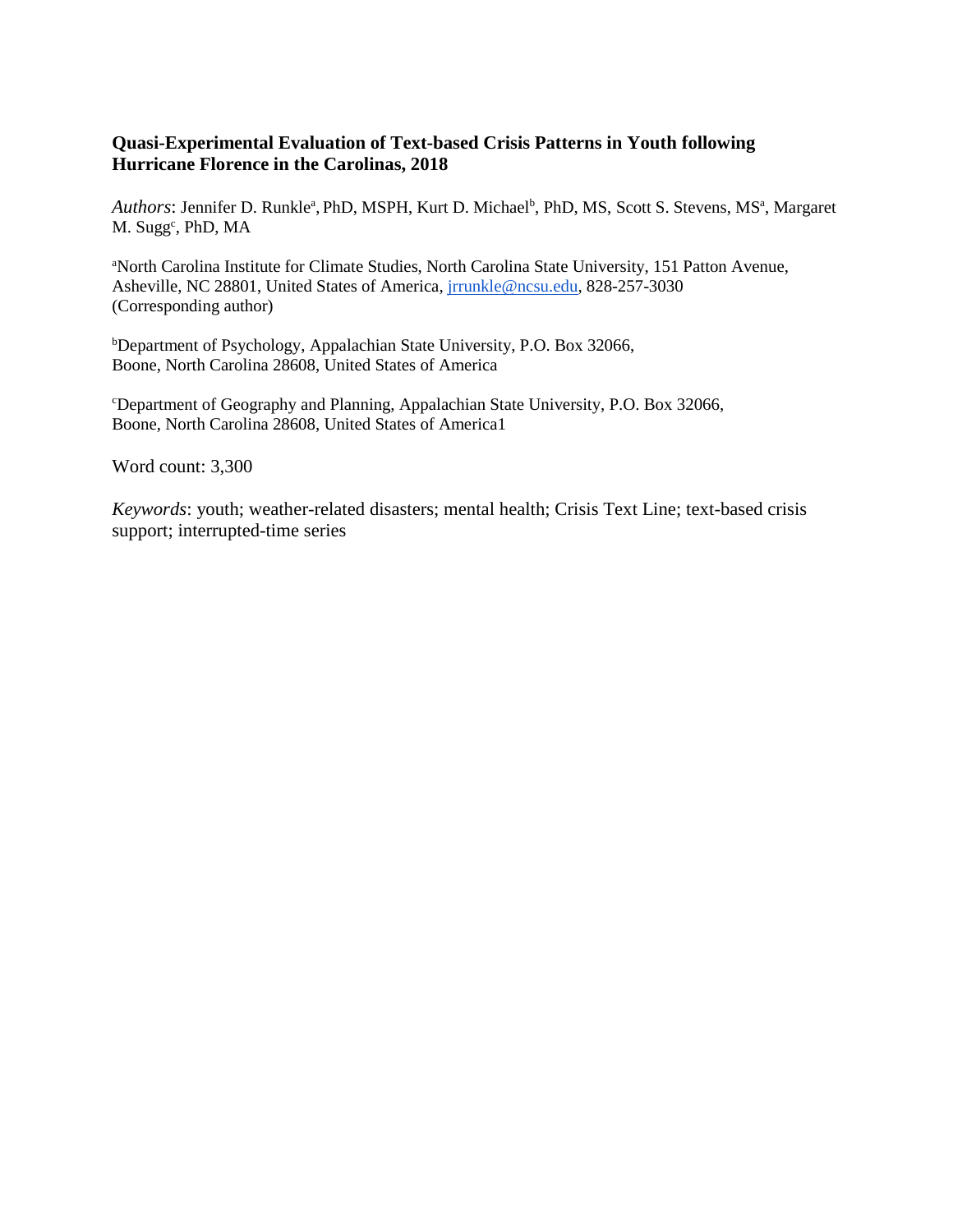**Quasi-Experimental Evaluation of Text-based Crisis Patterns in Youth following Hurricane Florence in the Carolinas, 2018**

*Authors*: Jennifer D. Runkle[a], PhD, MSPH, Kurt D. Michael[b], PhD, MS, Scott S. Stevens, MS[a], Margaret M. Sugg[c], PhD, MA

[a]North Carolina Institute for Climate Studies, North Carolina State University, 151 Patton Avenue, Asheville, NC 28801, United States of America, jrrunkle@ncsu.edu, 828-257-3030 (Corresponding author)

[b]Department of Psychology, Appalachian State University, P.O. Box 32066, Boone, North Carolina 28608, United States of America

[c]Department of Geography and Planning, Appalachian State University, P.O. Box 32066, Boone, North Carolina 28608, United States of America1

Word count: 3,300

*Keywords*: youth; weather-related disasters; mental health; Crisis Text Line; text-based crisis support; interrupted-time series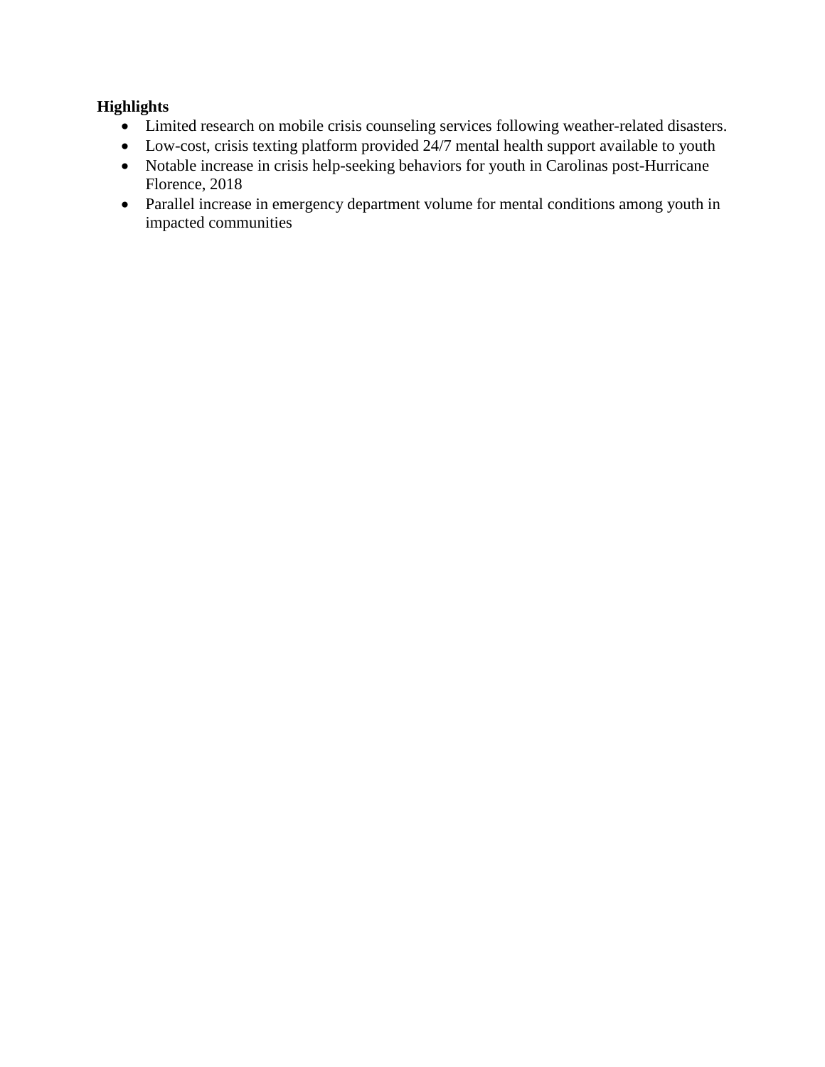**Highlights**

- Limited research on mobile crisis counseling services following weather-related disasters.
- Low-cost, crisis texting platform provided 24/7 mental health support available to youth
- Notable increase in crisis help-seeking behaviors for youth in Carolinas post-Hurricane Florence, 2018
- Parallel increase in emergency department volume for mental conditions among youth in impacted communities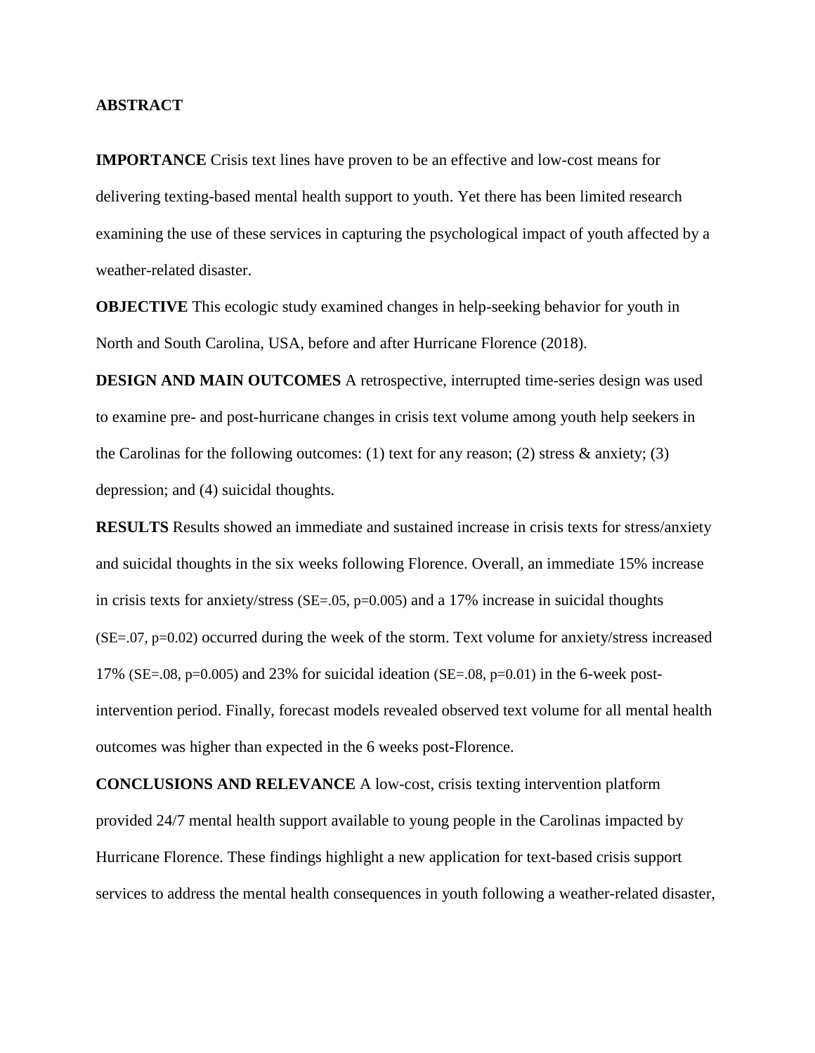## ABSTRACT

**IMPORTANCE** Crisis text lines have proven to be an effective and low-cost means for delivering texting-based mental health support to youth. Yet there has been limited research examining the use of these services in capturing the psychological impact of youth affected by a weather-related disaster.

**OBJECTIVE** This ecologic study examined changes in help-seeking behavior for youth in North and South Carolina, USA, before and after Hurricane Florence (2018).

**DESIGN AND MAIN OUTCOMES** A retrospective, interrupted time-series design was used to examine pre- and post-hurricane changes in crisis text volume among youth help seekers in the Carolinas for the following outcomes: (1) text for any reason; (2) stress & anxiety; (3) depression; and (4) suicidal thoughts.

**RESULTS** Results showed an immediate and sustained increase in crisis texts for stress/anxiety and suicidal thoughts in the six weeks following Florence. Overall, an immediate 15% increase in crisis texts for anxiety/stress (SE=.05, $p=0.005$) and a 17% increase in suicidal thoughts (SE=.07, $p=0.02$) occurred during the week of the storm. Text volume for anxiety/stress increased 17% (SE=.08, $p=0.005$) and 23% for suicidal ideation (SE=.08, $p=0.01$) in the 6-week post-intervention period. Finally, forecast models revealed observed text volume for all mental health outcomes was higher than expected in the 6 weeks post-Florence.

**CONCLUSIONS AND RELEVANCE** A low-cost, crisis texting intervention platform provided 24/7 mental health support available to young people in the Carolinas impacted by Hurricane Florence. These findings highlight a new application for text-based crisis support services to address the mental health consequences in youth following a weather-related disaster,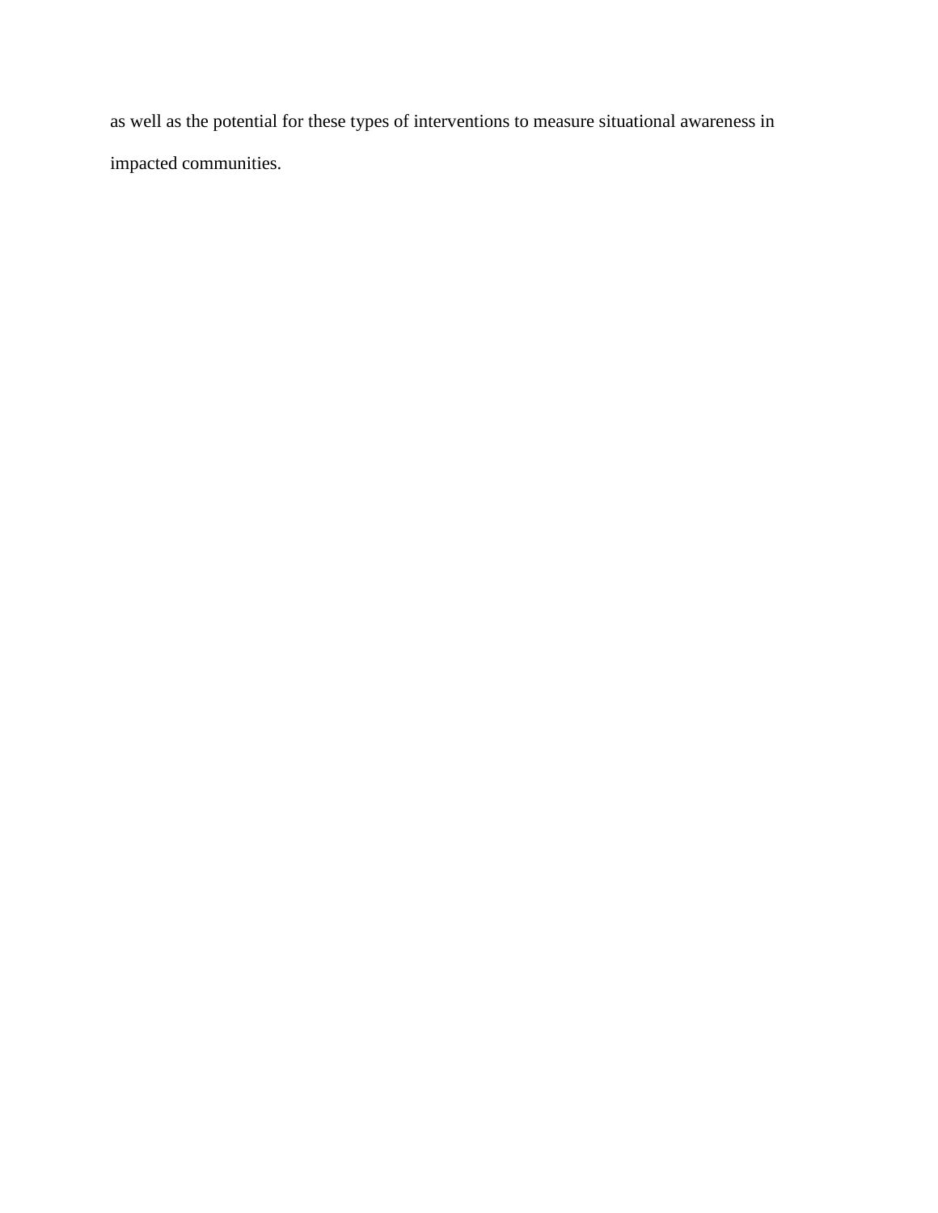as well as the potential for these types of interventions to measure situational awareness in impacted communities.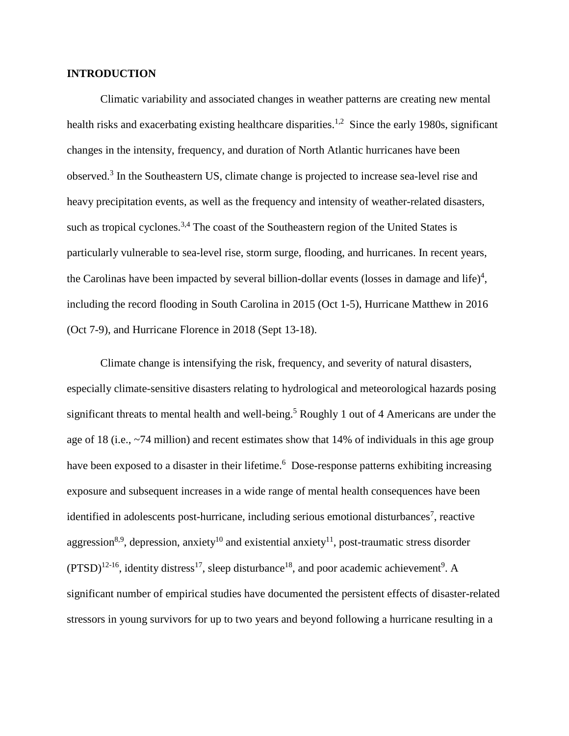## INTRODUCTION

Climatic variability and associated changes in weather patterns are creating new mental health risks and exacerbating existing healthcare disparities.[1,2] Since the early 1980s, significant changes in the intensity, frequency, and duration of North Atlantic hurricanes have been observed.[3] In the Southeastern US, climate change is projected to increase sea-level rise and heavy precipitation events, as well as the frequency and intensity of weather-related disasters, such as tropical cyclones.[3,4] The coast of the Southeastern region of the United States is particularly vulnerable to sea-level rise, storm surge, flooding, and hurricanes. In recent years, the Carolinas have been impacted by several billion-dollar events (losses in damage and life)[4], including the record flooding in South Carolina in 2015 (Oct 1-5), Hurricane Matthew in 2016 (Oct 7-9), and Hurricane Florence in 2018 (Sept 13-18).

Climate change is intensifying the risk, frequency, and severity of natural disasters, especially climate-sensitive disasters relating to hydrological and meteorological hazards posing significant threats to mental health and well-being.[5] Roughly 1 out of 4 Americans are under the age of 18 (i.e., ~74 million) and recent estimates show that 14% of individuals in this age group have been exposed to a disaster in their lifetime.[6] Dose-response patterns exhibiting increasing exposure and subsequent increases in a wide range of mental health consequences have been identified in adolescents post-hurricane, including serious emotional disturbances[7], reactive aggression[8,9], depression, anxiety[10] and existential anxiety[11], post-traumatic stress disorder (PTSD)[12-16], identity distress[17], sleep disturbance[18], and poor academic achievement[9]. A significant number of empirical studies have documented the persistent effects of disaster-related stressors in young survivors for up to two years and beyond following a hurricane resulting in a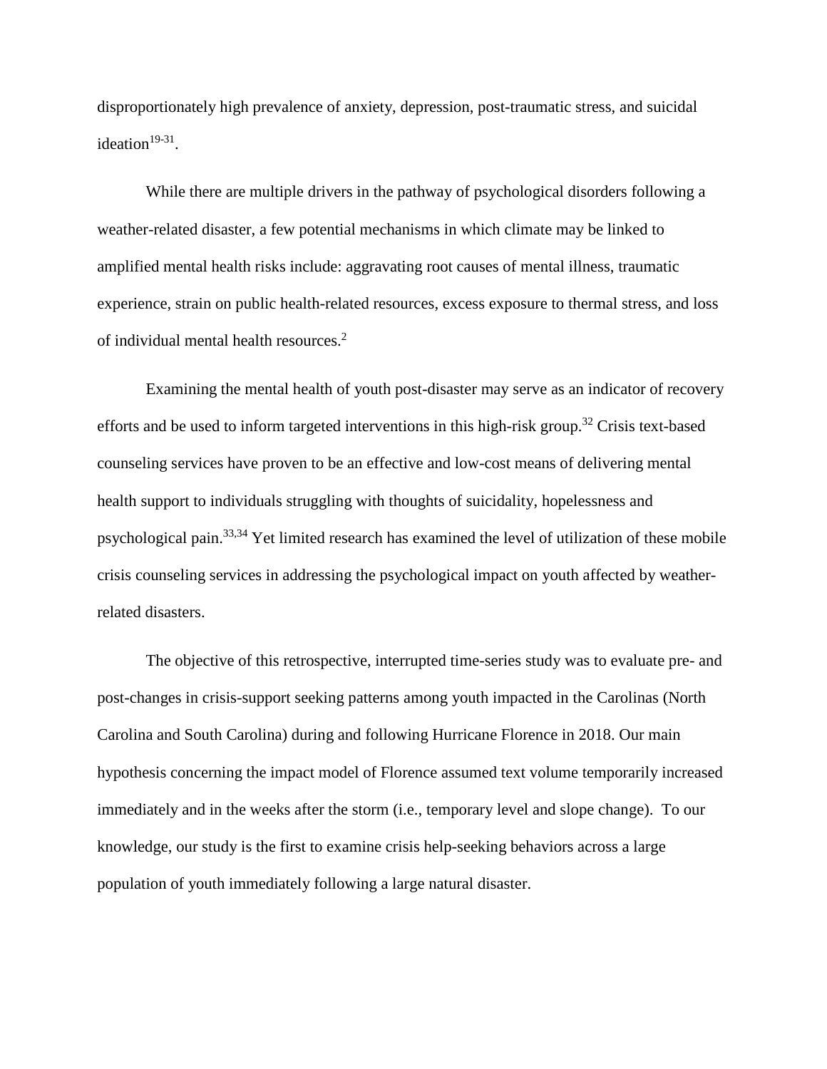disproportionately high prevalence of anxiety, depression, post-traumatic stress, and suicidal ideation[19-31].

While there are multiple drivers in the pathway of psychological disorders following a weather-related disaster, a few potential mechanisms in which climate may be linked to amplified mental health risks include: aggravating root causes of mental illness, traumatic experience, strain on public health-related resources, excess exposure to thermal stress, and loss of individual mental health resources.[2]

Examining the mental health of youth post-disaster may serve as an indicator of recovery efforts and be used to inform targeted interventions in this high-risk group.[32] Crisis text-based counseling services have proven to be an effective and low-cost means of delivering mental health support to individuals struggling with thoughts of suicidality, hopelessness and psychological pain.[33,34] Yet limited research has examined the level of utilization of these mobile crisis counseling services in addressing the psychological impact on youth affected by weather-related disasters.

The objective of this retrospective, interrupted time-series study was to evaluate pre- and post-changes in crisis-support seeking patterns among youth impacted in the Carolinas (North Carolina and South Carolina) during and following Hurricane Florence in 2018. Our main hypothesis concerning the impact model of Florence assumed text volume temporarily increased immediately and in the weeks after the storm (i.e., temporary level and slope change). To our knowledge, our study is the first to examine crisis help-seeking behaviors across a large population of youth immediately following a large natural disaster.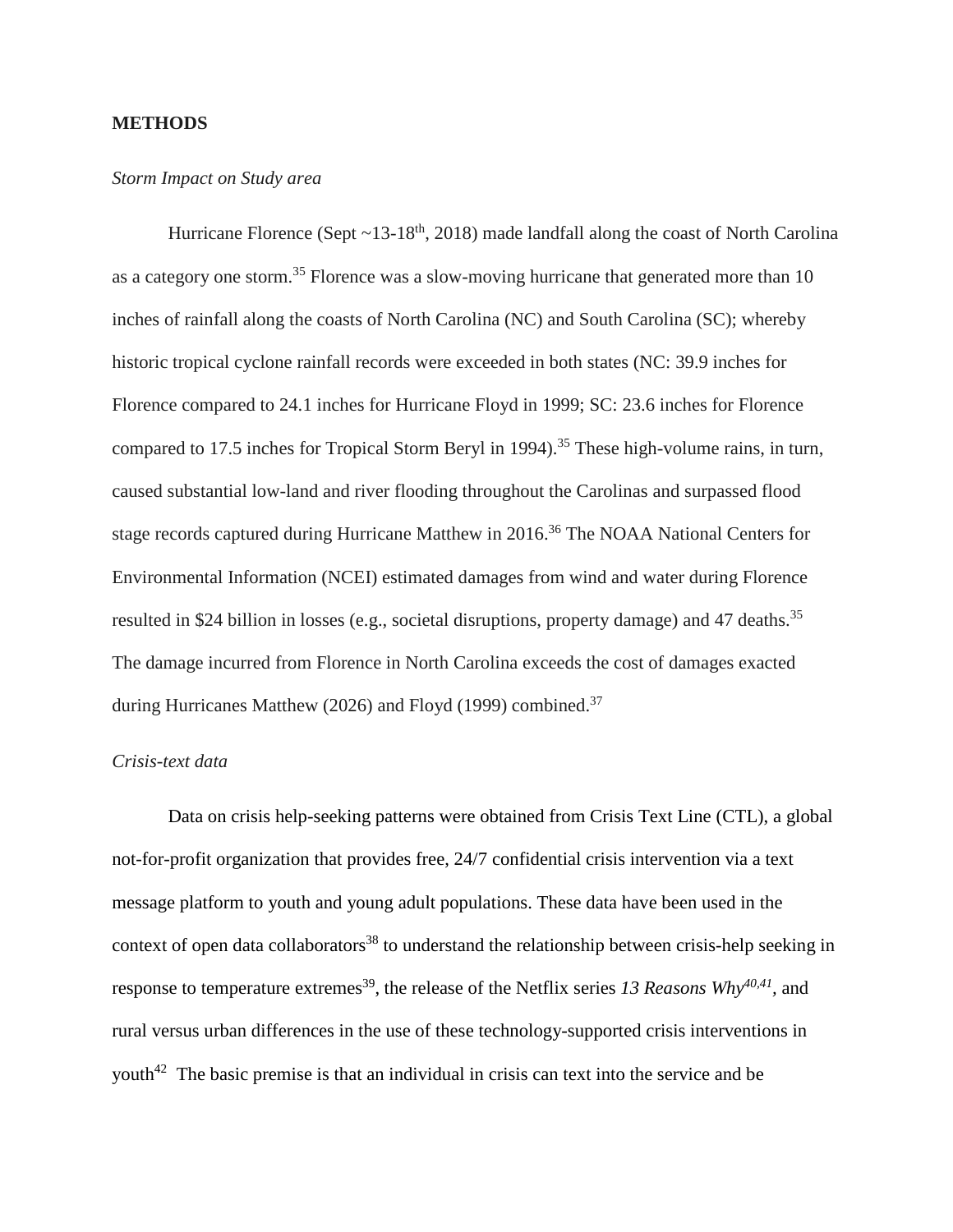**METHODS**

*Storm Impact on Study area*

Hurricane Florence (Sept ~13-18$^{th}$, 2018) made landfall along the coast of North Carolina as a category one storm.[35] Florence was a slow-moving hurricane that generated more than 10 inches of rainfall along the coasts of North Carolina (NC) and South Carolina (SC); whereby historic tropical cyclone rainfall records were exceeded in both states (NC: 39.9 inches for Florence compared to 24.1 inches for Hurricane Floyd in 1999; SC: 23.6 inches for Florence compared to 17.5 inches for Tropical Storm Beryl in 1994).[35] These high-volume rains, in turn, caused substantial low-land and river flooding throughout the Carolinas and surpassed flood stage records captured during Hurricane Matthew in 2016.[36] The NOAA National Centers for Environmental Information (NCEI) estimated damages from wind and water during Florence resulted in $24 billion in losses (e.g., societal disruptions, property damage) and 47 deaths.[35] The damage incurred from Florence in North Carolina exceeds the cost of damages exacted during Hurricanes Matthew (2026) and Floyd (1999) combined.[37]

*Crisis-text data*

Data on crisis help-seeking patterns were obtained from Crisis Text Line (CTL), a global not-for-profit organization that provides free, 24/7 confidential crisis intervention via a text message platform to youth and young adult populations. These data have been used in the context of open data collaborators[38] to understand the relationship between crisis-help seeking in response to temperature extremes[39], the release of the Netflix series *13 Reasons Why*[40,41], and rural versus urban differences in the use of these technology-supported crisis interventions in youth[42] The basic premise is that an individual in crisis can text into the service and be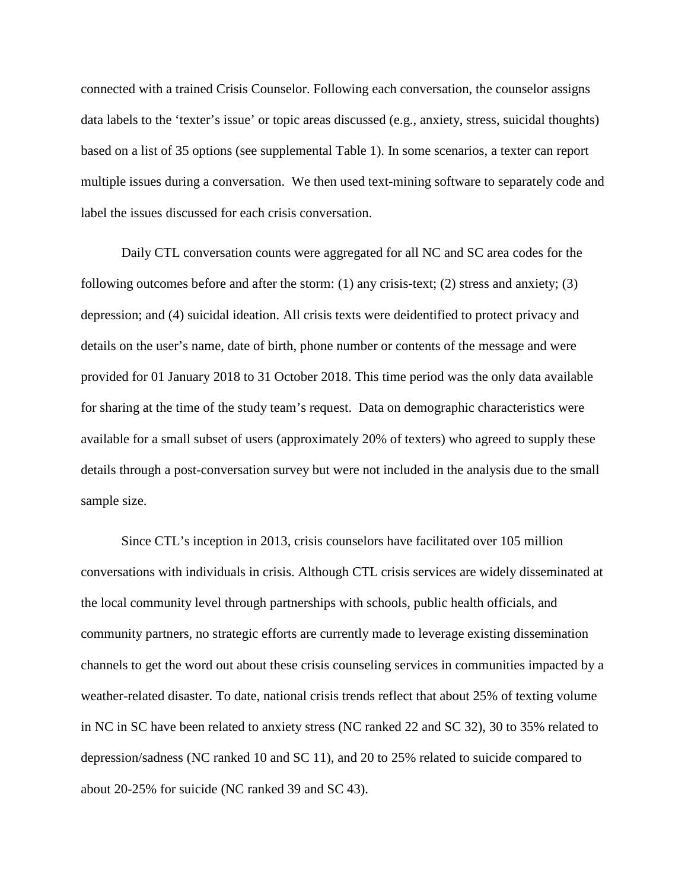connected with a trained Crisis Counselor. Following each conversation, the counselor assigns data labels to the 'texter's issue' or topic areas discussed (e.g., anxiety, stress, suicidal thoughts) based on a list of 35 options (see supplemental Table 1). In some scenarios, a texter can report multiple issues during a conversation. We then used text-mining software to separately code and label the issues discussed for each crisis conversation.

Daily CTL conversation counts were aggregated for all NC and SC area codes for the following outcomes before and after the storm: (1) any crisis-text; (2) stress and anxiety; (3) depression; and (4) suicidal ideation. All crisis texts were deidentified to protect privacy and details on the user's name, date of birth, phone number or contents of the message and were provided for 01 January 2018 to 31 October 2018. This time period was the only data available for sharing at the time of the study team's request. Data on demographic characteristics were available for a small subset of users (approximately 20% of texters) who agreed to supply these details through a post-conversation survey but were not included in the analysis due to the small sample size.

Since CTL's inception in 2013, crisis counselors have facilitated over 105 million conversations with individuals in crisis. Although CTL crisis services are widely disseminated at the local community level through partnerships with schools, public health officials, and community partners, no strategic efforts are currently made to leverage existing dissemination channels to get the word out about these crisis counseling services in communities impacted by a weather-related disaster. To date, national crisis trends reflect that about 25% of texting volume in NC in SC have been related to anxiety stress (NC ranked 22 and SC 32), 30 to 35% related to depression/sadness (NC ranked 10 and SC 11), and 20 to 25% related to suicide compared to about 20-25% for suicide (NC ranked 39 and SC 43).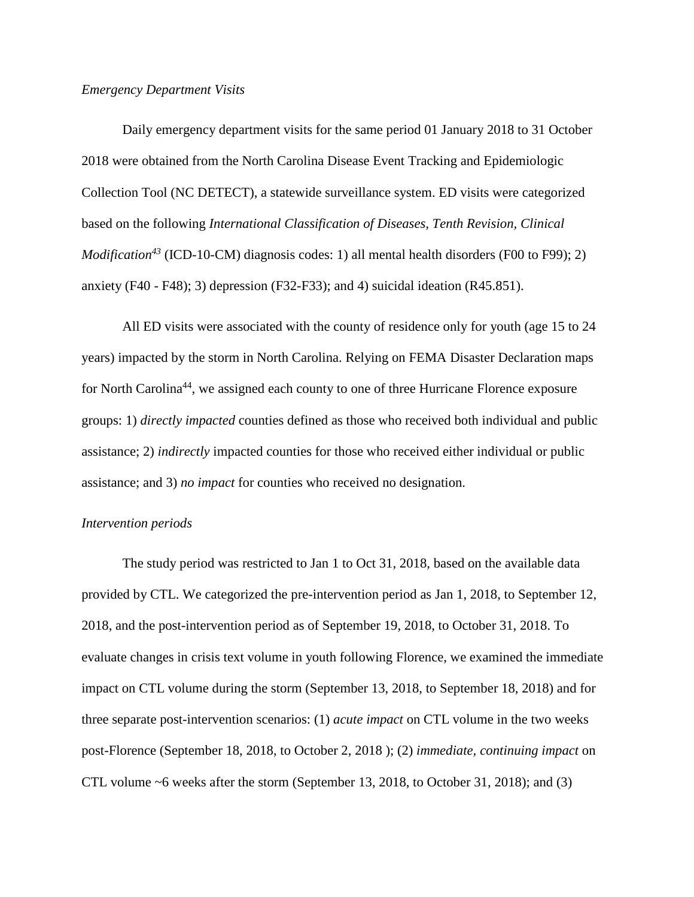*Emergency Department Visits*

Daily emergency department visits for the same period 01 January 2018 to 31 October 2018 were obtained from the North Carolina Disease Event Tracking and Epidemiologic Collection Tool (NC DETECT), a statewide surveillance system. ED visits were categorized based on the following *International Classification of Diseases, Tenth Revision, Clinical Modification*[43] (ICD-10-CM) diagnosis codes: 1) all mental health disorders (F00 to F99); 2) anxiety (F40 - F48); 3) depression (F32-F33); and 4) suicidal ideation (R45.851).

All ED visits were associated with the county of residence only for youth (age 15 to 24 years) impacted by the storm in North Carolina. Relying on FEMA Disaster Declaration maps for North Carolina[44], we assigned each county to one of three Hurricane Florence exposure groups: 1) *directly impacted* counties defined as those who received both individual and public assistance; 2) *indirectly* impacted counties for those who received either individual or public assistance; and 3) *no impact* for counties who received no designation.

*Intervention periods*

The study period was restricted to Jan 1 to Oct 31, 2018, based on the available data provided by CTL. We categorized the pre-intervention period as Jan 1, 2018, to September 12, 2018, and the post-intervention period as of September 19, 2018, to October 31, 2018. To evaluate changes in crisis text volume in youth following Florence, we examined the immediate impact on CTL volume during the storm (September 13, 2018, to September 18, 2018) and for three separate post-intervention scenarios: (1) *acute impact* on CTL volume in the two weeks post-Florence (September 18, 2018, to October 2, 2018 ); (2) *immediate, continuing impact* on CTL volume ~6 weeks after the storm (September 13, 2018, to October 31, 2018); and (3)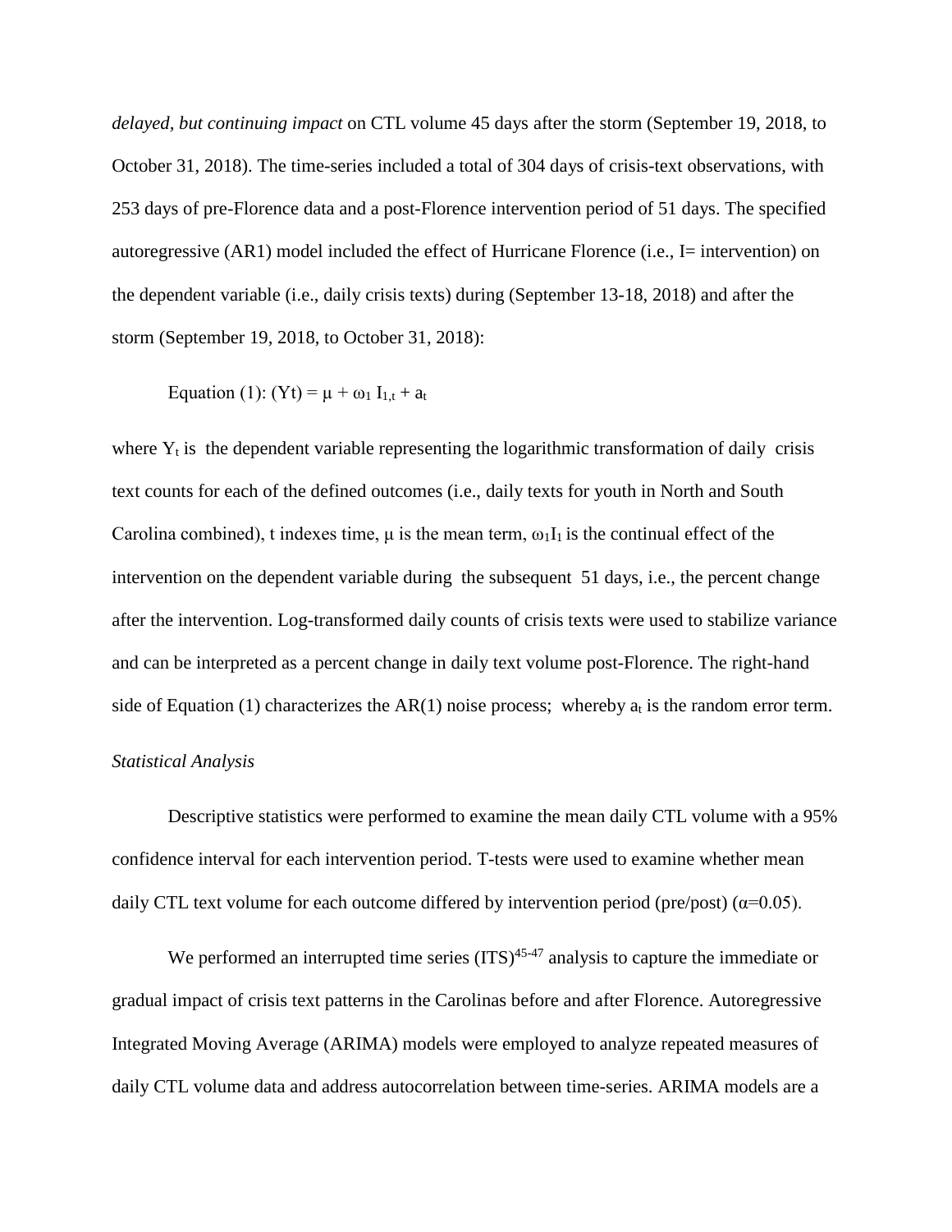*delayed, but continuing impact* on CTL volume 45 days after the storm (September 19, 2018, to October 31, 2018). The time-series included a total of 304 days of crisis-text observations, with 253 days of pre-Florence data and a post-Florence intervention period of 51 days. The specified autoregressive (AR1) model included the effect of Hurricane Florence (i.e., I= intervention) on the dependent variable (i.e., daily crisis texts) during (September 13-18, 2018) and after the storm (September 19, 2018, to October 31, 2018):

Equation (1): $(Yt) = \mu + \omega_1 I_{1,t} + a_t$

where $Y_t$ is the dependent variable representing the logarithmic transformation of daily crisis text counts for each of the defined outcomes (i.e., daily texts for youth in North and South Carolina combined), t indexes time, $\mu$ is the mean term, $\omega_1 I_1$ is the continual effect of the intervention on the dependent variable during the subsequent 51 days, i.e., the percent change after the intervention. Log-transformed daily counts of crisis texts were used to stabilize variance and can be interpreted as a percent change in daily text volume post-Florence. The right-hand side of Equation (1) characterizes the AR(1) noise process; whereby $a_t$ is the random error term.

*Statistical Analysis*

Descriptive statistics were performed to examine the mean daily CTL volume with a 95% confidence interval for each intervention period. T-tests were used to examine whether mean daily CTL text volume for each outcome differed by intervention period (pre/post) ($\alpha$=0.05).

We performed an interrupted time series (ITS)[45-47] analysis to capture the immediate or gradual impact of crisis text patterns in the Carolinas before and after Florence. Autoregressive Integrated Moving Average (ARIMA) models were employed to analyze repeated measures of daily CTL volume data and address autocorrelation between time-series. ARIMA models are a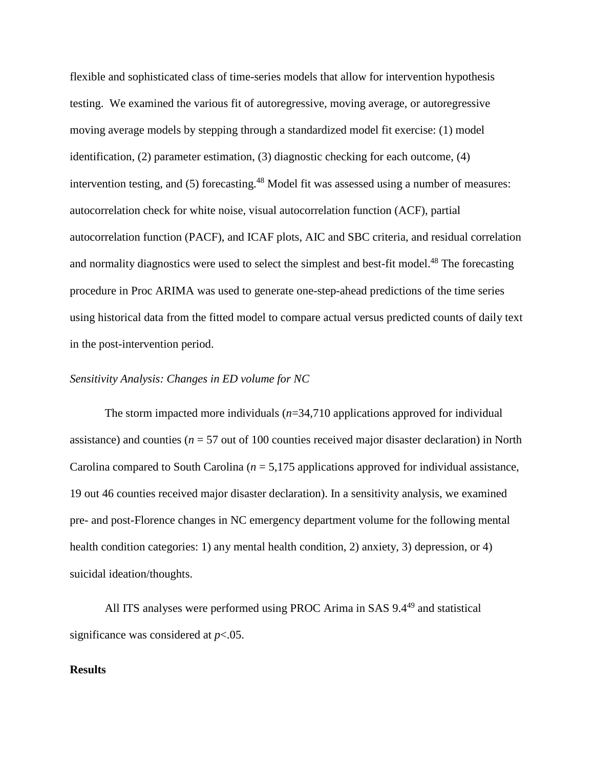flexible and sophisticated class of time-series models that allow for intervention hypothesis testing. We examined the various fit of autoregressive, moving average, or autoregressive moving average models by stepping through a standardized model fit exercise: (1) model identification, (2) parameter estimation, (3) diagnostic checking for each outcome, (4) intervention testing, and (5) forecasting.[48] Model fit was assessed using a number of measures: autocorrelation check for white noise, visual autocorrelation function (ACF), partial autocorrelation function (PACF), and ICAF plots, AIC and SBC criteria, and residual correlation and normality diagnostics were used to select the simplest and best-fit model.[48] The forecasting procedure in Proc ARIMA was used to generate one-step-ahead predictions of the time series using historical data from the fitted model to compare actual versus predicted counts of daily text in the post-intervention period.

*Sensitivity Analysis: Changes in ED volume for NC*

The storm impacted more individuals (*n*=34,710 applications approved for individual assistance) and counties (*n* = 57 out of 100 counties received major disaster declaration) in North Carolina compared to South Carolina (*n* = 5,175 applications approved for individual assistance, 19 out 46 counties received major disaster declaration). In a sensitivity analysis, we examined pre- and post-Florence changes in NC emergency department volume for the following mental health condition categories: 1) any mental health condition, 2) anxiety, 3) depression, or 4) suicidal ideation/thoughts.

All ITS analyses were performed using PROC Arima in SAS 9.4[49] and statistical significance was considered at $p<.05$.

**Results**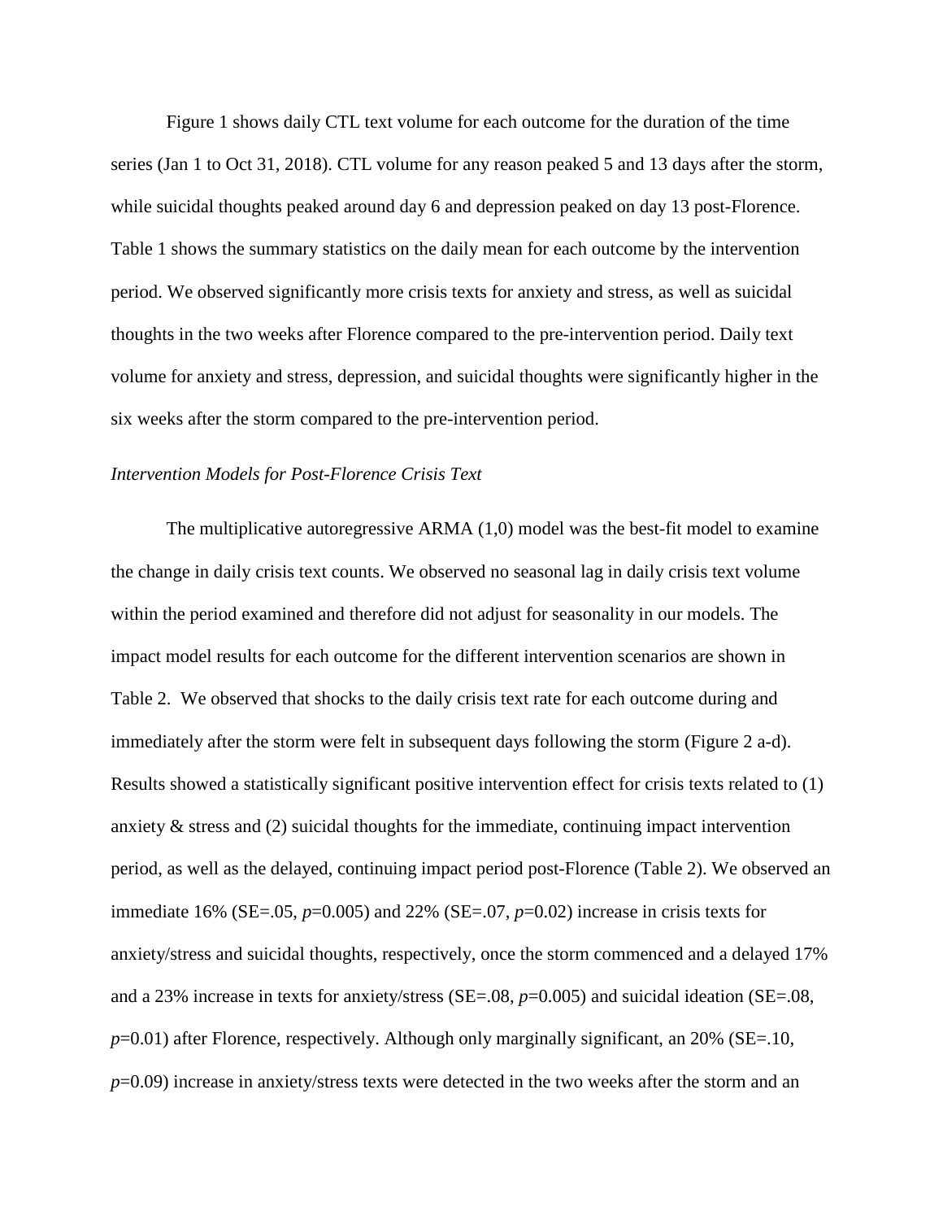Figure 1 shows daily CTL text volume for each outcome for the duration of the time series (Jan 1 to Oct 31, 2018). CTL volume for any reason peaked 5 and 13 days after the storm, while suicidal thoughts peaked around day 6 and depression peaked on day 13 post-Florence. Table 1 shows the summary statistics on the daily mean for each outcome by the intervention period. We observed significantly more crisis texts for anxiety and stress, as well as suicidal thoughts in the two weeks after Florence compared to the pre-intervention period. Daily text volume for anxiety and stress, depression, and suicidal thoughts were significantly higher in the six weeks after the storm compared to the pre-intervention period.

*Intervention Models for Post-Florence Crisis Text*

The multiplicative autoregressive ARMA (1,0) model was the best-fit model to examine the change in daily crisis text counts. We observed no seasonal lag in daily crisis text volume within the period examined and therefore did not adjust for seasonality in our models. The impact model results for each outcome for the different intervention scenarios are shown in Table 2. We observed that shocks to the daily crisis text rate for each outcome during and immediately after the storm were felt in subsequent days following the storm (Figure 2 a-d). Results showed a statistically significant positive intervention effect for crisis texts related to (1) anxiety & stress and (2) suicidal thoughts for the immediate, continuing impact intervention period, as well as the delayed, continuing impact period post-Florence (Table 2). We observed an immediate 16% (SE=.05, $p$=0.005) and 22% (SE=.07, $p$=0.02) increase in crisis texts for anxiety/stress and suicidal thoughts, respectively, once the storm commenced and a delayed 17% and a 23% increase in texts for anxiety/stress (SE=.08, $p$=0.005) and suicidal ideation (SE=.08, $p$=0.01) after Florence, respectively. Although only marginally significant, an 20% (SE=.10, $p$=0.09) increase in anxiety/stress texts were detected in the two weeks after the storm and an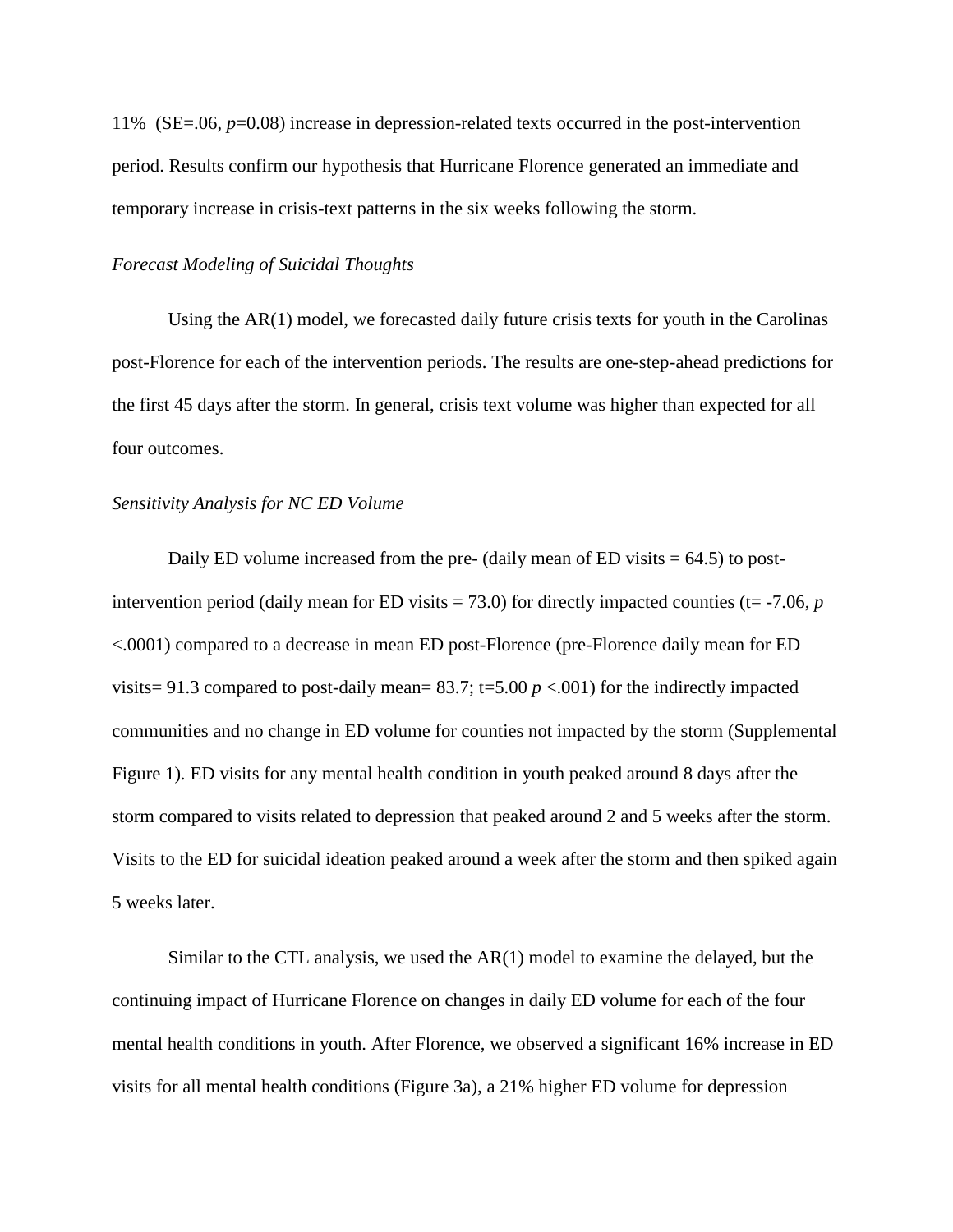11% (SE=.06, $p$=0.08) increase in depression-related texts occurred in the post-intervention period. Results confirm our hypothesis that Hurricane Florence generated an immediate and temporary increase in crisis-text patterns in the six weeks following the storm.

*Forecast Modeling of Suicidal Thoughts*

Using the AR(1) model, we forecasted daily future crisis texts for youth in the Carolinas post-Florence for each of the intervention periods. The results are one-step-ahead predictions for the first 45 days after the storm. In general, crisis text volume was higher than expected for all four outcomes.

*Sensitivity Analysis for NC ED Volume*

Daily ED volume increased from the pre- (daily mean of ED visits = 64.5) to post-intervention period (daily mean for ED visits = 73.0) for directly impacted counties (t= -7.06, $p$ <.0001) compared to a decrease in mean ED post-Florence (pre-Florence daily mean for ED visits= 91.3 compared to post-daily mean= 83.7; t=5.00 $p$ <.001) for the indirectly impacted communities and no change in ED volume for counties not impacted by the storm (Supplemental Figure 1). ED visits for any mental health condition in youth peaked around 8 days after the storm compared to visits related to depression that peaked around 2 and 5 weeks after the storm. Visits to the ED for suicidal ideation peaked around a week after the storm and then spiked again 5 weeks later.

Similar to the CTL analysis, we used the AR(1) model to examine the delayed, but the continuing impact of Hurricane Florence on changes in daily ED volume for each of the four mental health conditions in youth. After Florence, we observed a significant 16% increase in ED visits for all mental health conditions (Figure 3a), a 21% higher ED volume for depression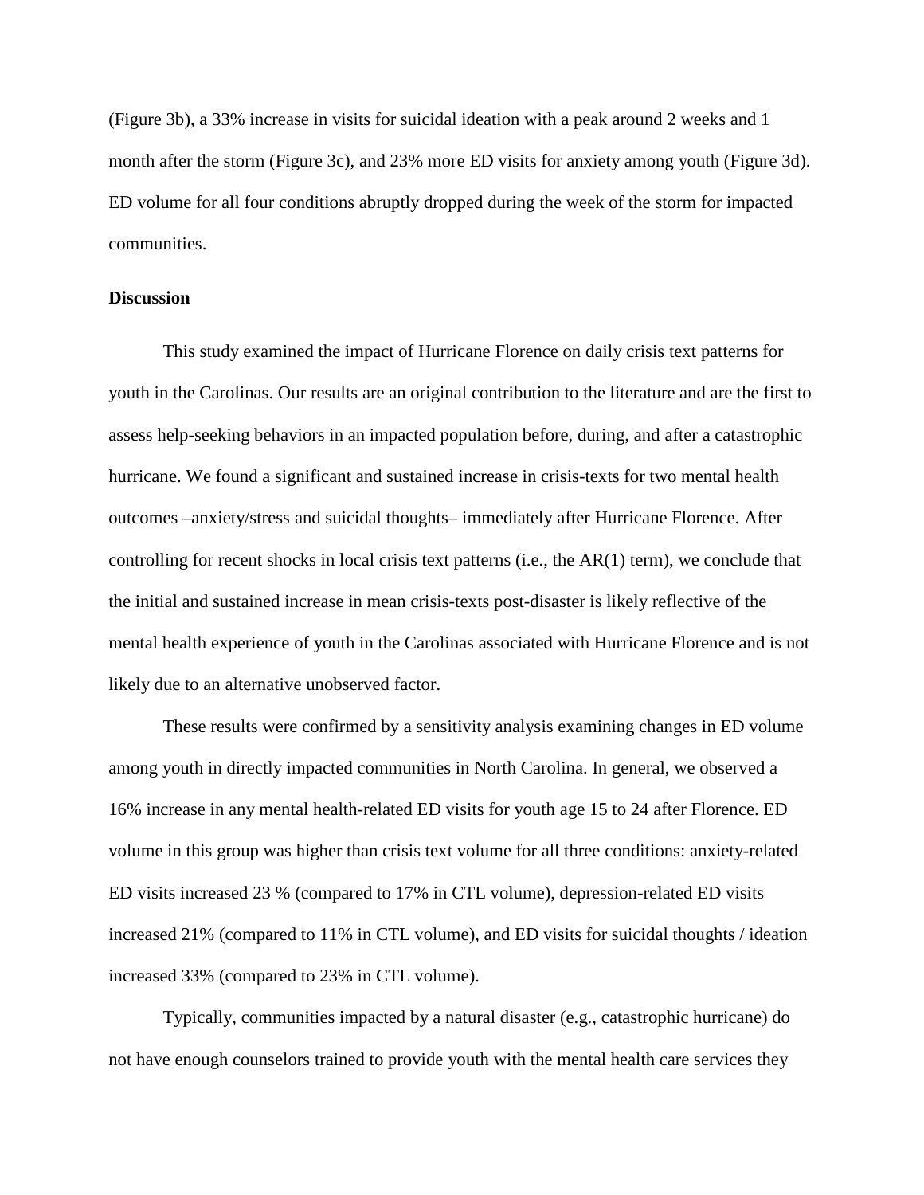(Figure 3b), a 33% increase in visits for suicidal ideation with a peak around 2 weeks and 1 month after the storm (Figure 3c), and 23% more ED visits for anxiety among youth (Figure 3d). ED volume for all four conditions abruptly dropped during the week of the storm for impacted communities.

**Discussion**

This study examined the impact of Hurricane Florence on daily crisis text patterns for youth in the Carolinas. Our results are an original contribution to the literature and are the first to assess help-seeking behaviors in an impacted population before, during, and after a catastrophic hurricane. We found a significant and sustained increase in crisis-texts for two mental health outcomes –anxiety/stress and suicidal thoughts– immediately after Hurricane Florence. After controlling for recent shocks in local crisis text patterns (i.e., the AR(1) term), we conclude that the initial and sustained increase in mean crisis-texts post-disaster is likely reflective of the mental health experience of youth in the Carolinas associated with Hurricane Florence and is not likely due to an alternative unobserved factor.

These results were confirmed by a sensitivity analysis examining changes in ED volume among youth in directly impacted communities in North Carolina. In general, we observed a 16% increase in any mental health-related ED visits for youth age 15 to 24 after Florence. ED volume in this group was higher than crisis text volume for all three conditions: anxiety-related ED visits increased 23 % (compared to 17% in CTL volume), depression-related ED visits increased 21% (compared to 11% in CTL volume), and ED visits for suicidal thoughts / ideation increased 33% (compared to 23% in CTL volume).

Typically, communities impacted by a natural disaster (e.g., catastrophic hurricane) do not have enough counselors trained to provide youth with the mental health care services they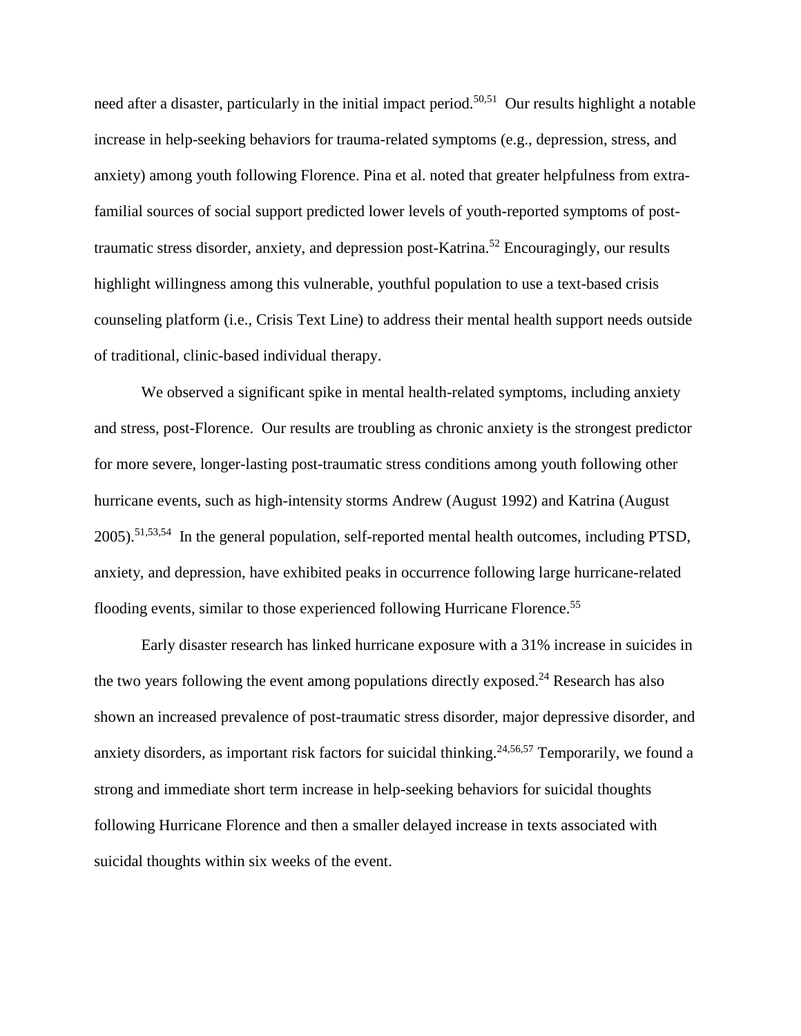need after a disaster, particularly in the initial impact period.[50,51] Our results highlight a notable increase in help-seeking behaviors for trauma-related symptoms (e.g., depression, stress, and anxiety) among youth following Florence. Pina et al. noted that greater helpfulness from extra-familial sources of social support predicted lower levels of youth-reported symptoms of post-traumatic stress disorder, anxiety, and depression post-Katrina.[52] Encouragingly, our results highlight willingness among this vulnerable, youthful population to use a text-based crisis counseling platform (i.e., Crisis Text Line) to address their mental health support needs outside of traditional, clinic-based individual therapy.

We observed a significant spike in mental health-related symptoms, including anxiety and stress, post-Florence. Our results are troubling as chronic anxiety is the strongest predictor for more severe, longer-lasting post-traumatic stress conditions among youth following other hurricane events, such as high-intensity storms Andrew (August 1992) and Katrina (August 2005).[51,53,54] In the general population, self-reported mental health outcomes, including PTSD, anxiety, and depression, have exhibited peaks in occurrence following large hurricane-related flooding events, similar to those experienced following Hurricane Florence.[55]

Early disaster research has linked hurricane exposure with a 31% increase in suicides in the two years following the event among populations directly exposed.[24] Research has also shown an increased prevalence of post-traumatic stress disorder, major depressive disorder, and anxiety disorders, as important risk factors for suicidal thinking.[24,56,57] Temporarily, we found a strong and immediate short term increase in help-seeking behaviors for suicidal thoughts following Hurricane Florence and then a smaller delayed increase in texts associated with suicidal thoughts within six weeks of the event.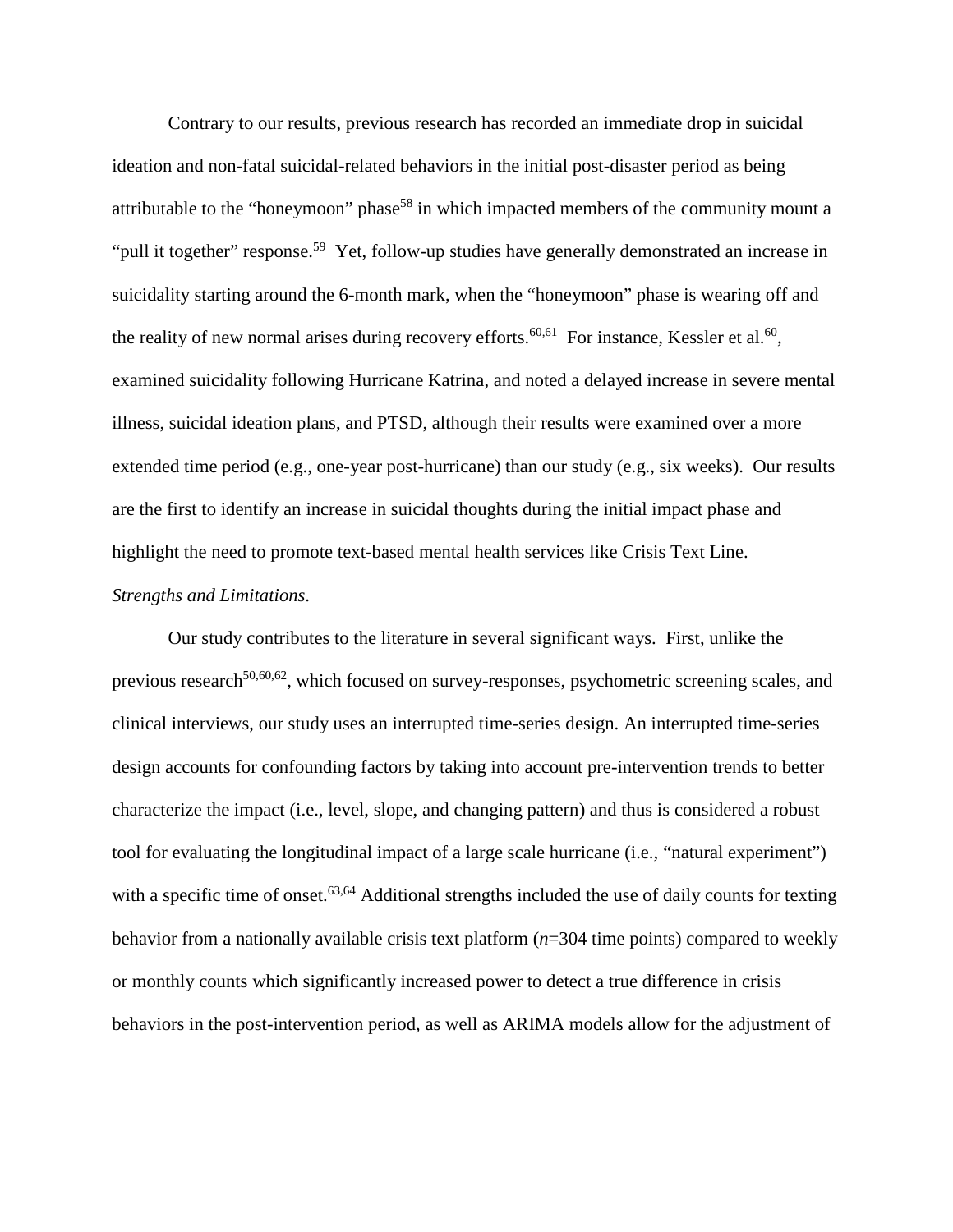Contrary to our results, previous research has recorded an immediate drop in suicidal ideation and non-fatal suicidal-related behaviors in the initial post-disaster period as being attributable to the "honeymoon" phase[58] in which impacted members of the community mount a "pull it together" response.[59] Yet, follow-up studies have generally demonstrated an increase in suicidality starting around the 6-month mark, when the "honeymoon" phase is wearing off and the reality of new normal arises during recovery efforts.[60,61] For instance, Kessler et al.[60], examined suicidality following Hurricane Katrina, and noted a delayed increase in severe mental illness, suicidal ideation plans, and PTSD, although their results were examined over a more extended time period (e.g., one-year post-hurricane) than our study (e.g., six weeks). Our results are the first to identify an increase in suicidal thoughts during the initial impact phase and highlight the need to promote text-based mental health services like Crisis Text Line.

*Strengths and Limitations.*

Our study contributes to the literature in several significant ways. First, unlike the previous research[50,60,62], which focused on survey-responses, psychometric screening scales, and clinical interviews, our study uses an interrupted time-series design. An interrupted time-series design accounts for confounding factors by taking into account pre-intervention trends to better characterize the impact (i.e., level, slope, and changing pattern) and thus is considered a robust tool for evaluating the longitudinal impact of a large scale hurricane (i.e., "natural experiment") with a specific time of onset.[63,64] Additional strengths included the use of daily counts for texting behavior from a nationally available crisis text platform (*n*=304 time points) compared to weekly or monthly counts which significantly increased power to detect a true difference in crisis behaviors in the post-intervention period, as well as ARIMA models allow for the adjustment of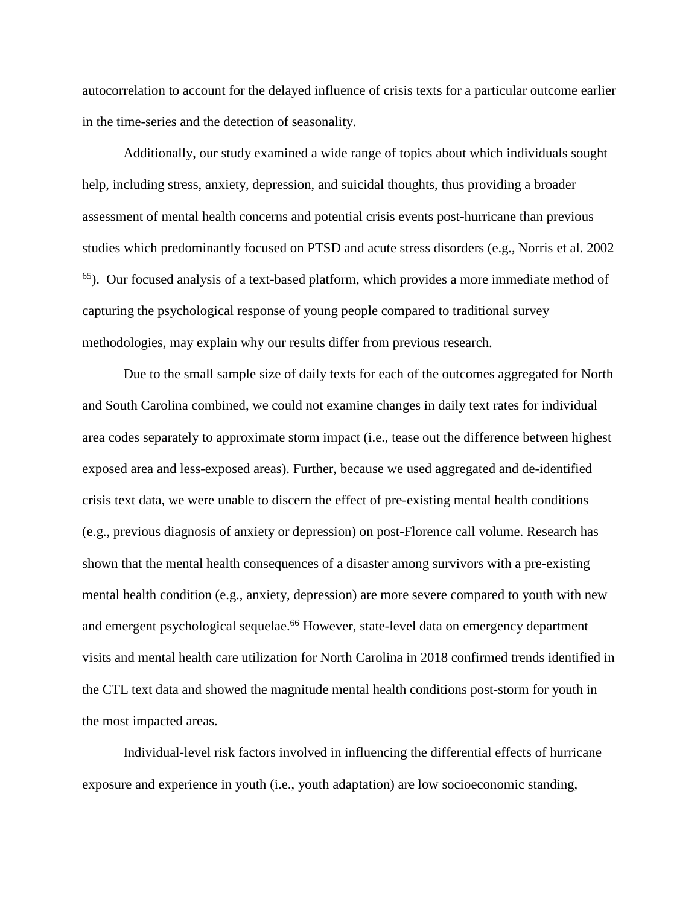autocorrelation to account for the delayed influence of crisis texts for a particular outcome earlier in the time-series and the detection of seasonality.

Additionally, our study examined a wide range of topics about which individuals sought help, including stress, anxiety, depression, and suicidal thoughts, thus providing a broader assessment of mental health concerns and potential crisis events post-hurricane than previous studies which predominantly focused on PTSD and acute stress disorders (e.g., Norris et al. 2002 [65]). Our focused analysis of a text-based platform, which provides a more immediate method of capturing the psychological response of young people compared to traditional survey methodologies, may explain why our results differ from previous research.

Due to the small sample size of daily texts for each of the outcomes aggregated for North and South Carolina combined, we could not examine changes in daily text rates for individual area codes separately to approximate storm impact (i.e., tease out the difference between highest exposed area and less-exposed areas). Further, because we used aggregated and de-identified crisis text data, we were unable to discern the effect of pre-existing mental health conditions (e.g., previous diagnosis of anxiety or depression) on post-Florence call volume. Research has shown that the mental health consequences of a disaster among survivors with a pre-existing mental health condition (e.g., anxiety, depression) are more severe compared to youth with new and emergent psychological sequelae.[66] However, state-level data on emergency department visits and mental health care utilization for North Carolina in 2018 confirmed trends identified in the CTL text data and showed the magnitude mental health conditions post-storm for youth in the most impacted areas.

Individual-level risk factors involved in influencing the differential effects of hurricane exposure and experience in youth (i.e., youth adaptation) are low socioeconomic standing,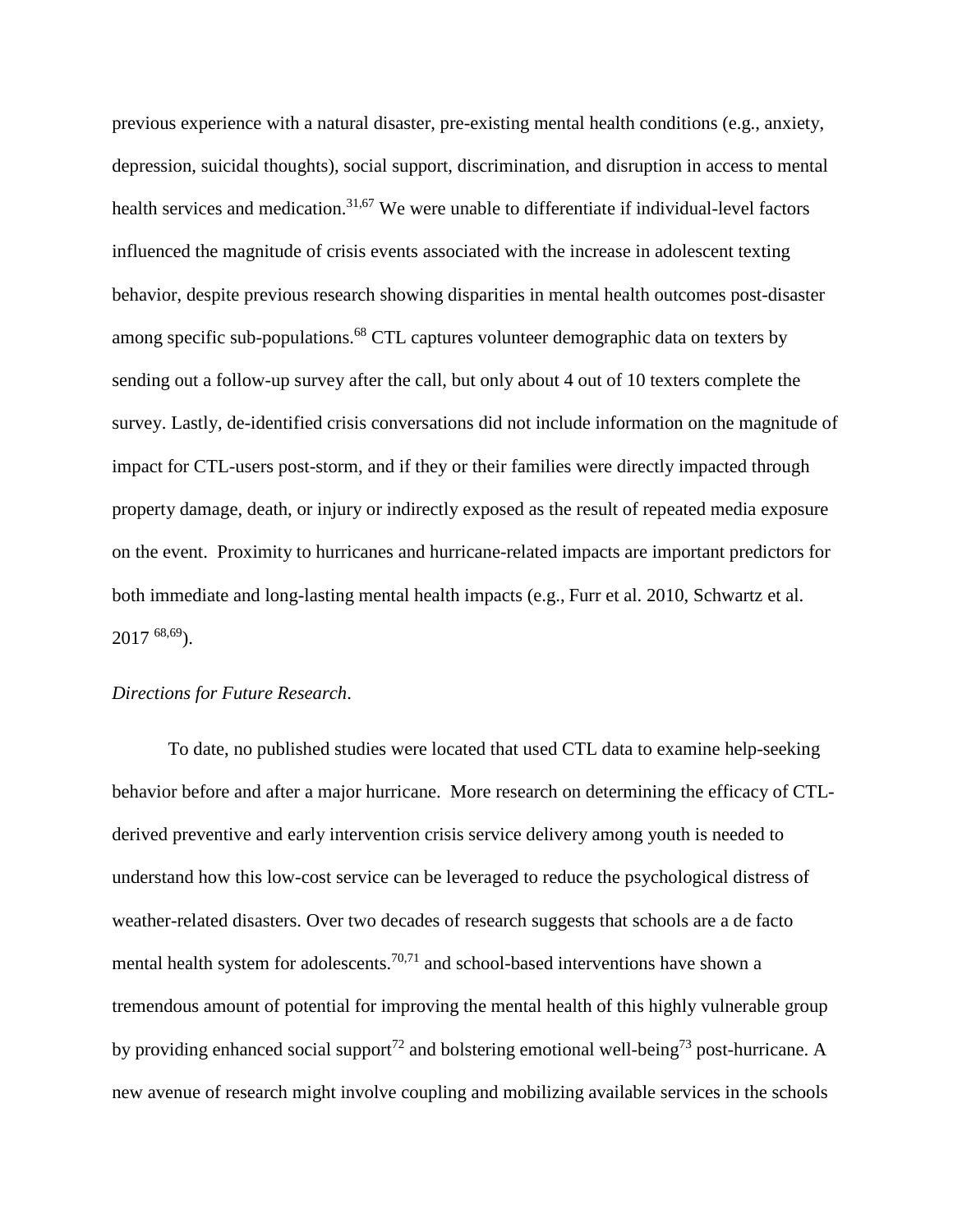previous experience with a natural disaster, pre-existing mental health conditions (e.g., anxiety, depression, suicidal thoughts), social support, discrimination, and disruption in access to mental health services and medication.[31,67] We were unable to differentiate if individual-level factors influenced the magnitude of crisis events associated with the increase in adolescent texting behavior, despite previous research showing disparities in mental health outcomes post-disaster among specific sub-populations.[68] CTL captures volunteer demographic data on texters by sending out a follow-up survey after the call, but only about 4 out of 10 texters complete the survey. Lastly, de-identified crisis conversations did not include information on the magnitude of impact for CTL-users post-storm, and if they or their families were directly impacted through property damage, death, or injury or indirectly exposed as the result of repeated media exposure on the event. Proximity to hurricanes and hurricane-related impacts are important predictors for both immediate and long-lasting mental health impacts (e.g., Furr et al. 2010, Schwartz et al. 2017 [68,69]).

*Directions for Future Research*.

To date, no published studies were located that used CTL data to examine help-seeking behavior before and after a major hurricane. More research on determining the efficacy of CTL-derived preventive and early intervention crisis service delivery among youth is needed to understand how this low-cost service can be leveraged to reduce the psychological distress of weather-related disasters. Over two decades of research suggests that schools are a de facto mental health system for adolescents.[70,71] and school-based interventions have shown a tremendous amount of potential for improving the mental health of this highly vulnerable group by providing enhanced social support[72] and bolstering emotional well-being[73] post-hurricane. A new avenue of research might involve coupling and mobilizing available services in the schools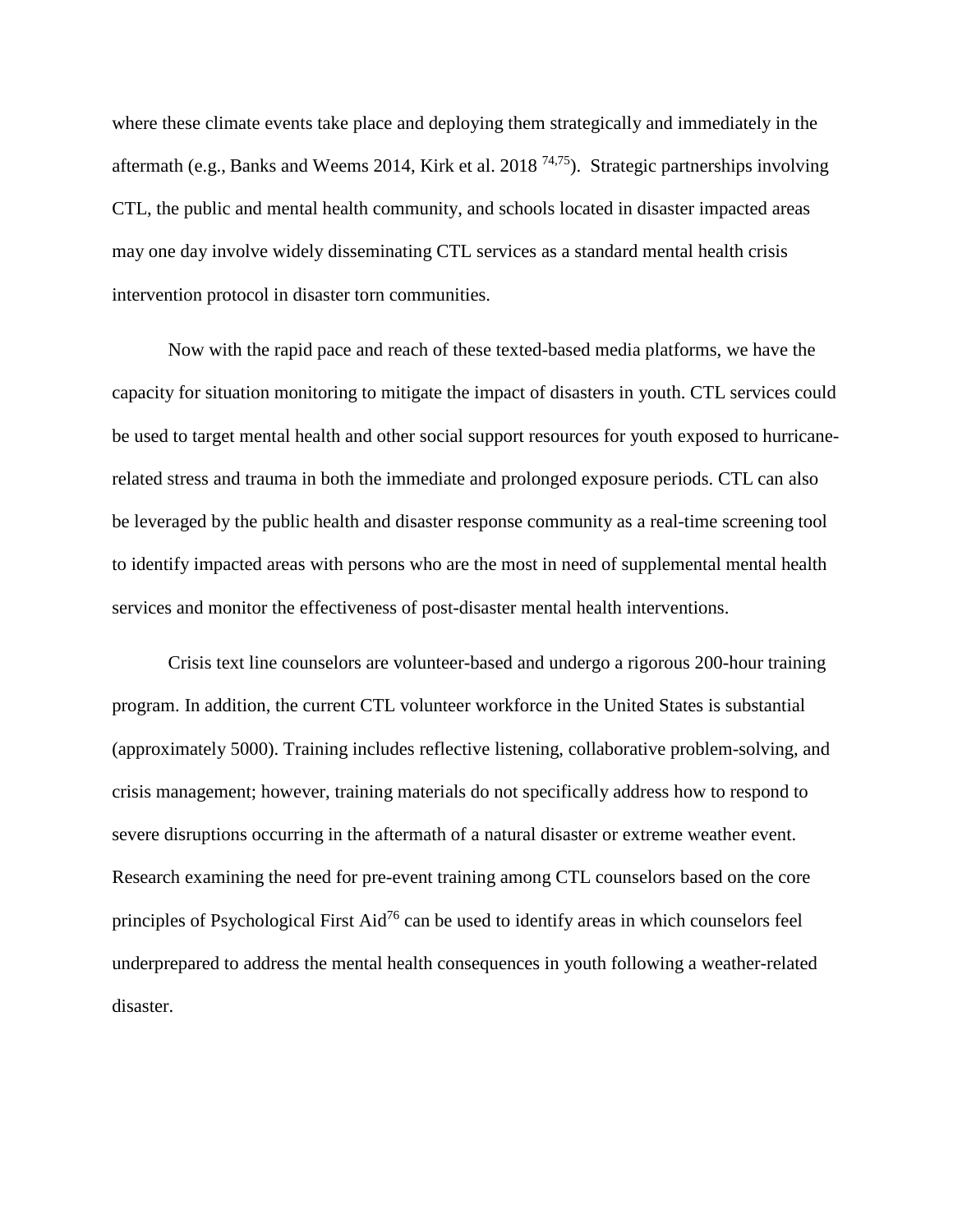where these climate events take place and deploying them strategically and immediately in the aftermath (e.g., Banks and Weems 2014, Kirk et al. 2018 [74,75]). Strategic partnerships involving CTL, the public and mental health community, and schools located in disaster impacted areas may one day involve widely disseminating CTL services as a standard mental health crisis intervention protocol in disaster torn communities.

Now with the rapid pace and reach of these texted-based media platforms, we have the capacity for situation monitoring to mitigate the impact of disasters in youth. CTL services could be used to target mental health and other social support resources for youth exposed to hurricane-related stress and trauma in both the immediate and prolonged exposure periods. CTL can also be leveraged by the public health and disaster response community as a real-time screening tool to identify impacted areas with persons who are the most in need of supplemental mental health services and monitor the effectiveness of post-disaster mental health interventions.

Crisis text line counselors are volunteer-based and undergo a rigorous 200-hour training program. In addition, the current CTL volunteer workforce in the United States is substantial (approximately 5000). Training includes reflective listening, collaborative problem-solving, and crisis management; however, training materials do not specifically address how to respond to severe disruptions occurring in the aftermath of a natural disaster or extreme weather event. Research examining the need for pre-event training among CTL counselors based on the core principles of Psychological First Aid[76] can be used to identify areas in which counselors feel underprepared to address the mental health consequences in youth following a weather-related disaster.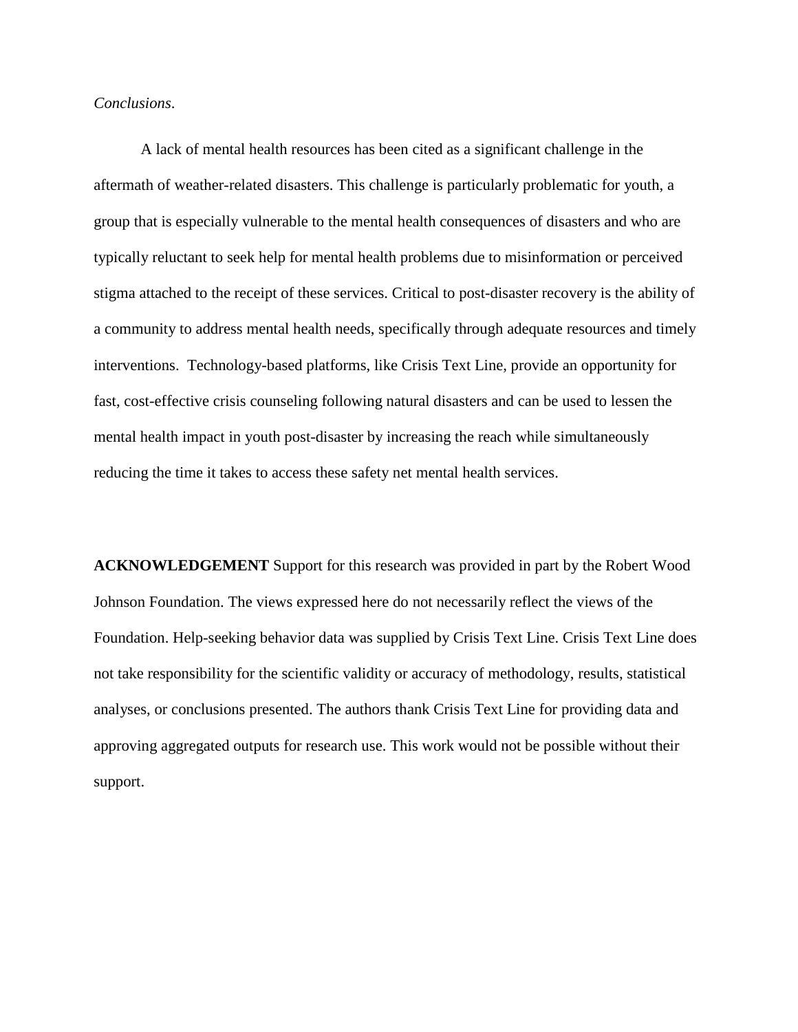*Conclusions*.

A lack of mental health resources has been cited as a significant challenge in the aftermath of weather-related disasters. This challenge is particularly problematic for youth, a group that is especially vulnerable to the mental health consequences of disasters and who are typically reluctant to seek help for mental health problems due to misinformation or perceived stigma attached to the receipt of these services. Critical to post-disaster recovery is the ability of a community to address mental health needs, specifically through adequate resources and timely interventions. Technology-based platforms, like Crisis Text Line, provide an opportunity for fast, cost-effective crisis counseling following natural disasters and can be used to lessen the mental health impact in youth post-disaster by increasing the reach while simultaneously reducing the time it takes to access these safety net mental health services.

**ACKNOWLEDGEMENT** Support for this research was provided in part by the Robert Wood Johnson Foundation. The views expressed here do not necessarily reflect the views of the Foundation. Help-seeking behavior data was supplied by Crisis Text Line. Crisis Text Line does not take responsibility for the scientific validity or accuracy of methodology, results, statistical analyses, or conclusions presented. The authors thank Crisis Text Line for providing data and approving aggregated outputs for research use. This work would not be possible without their support.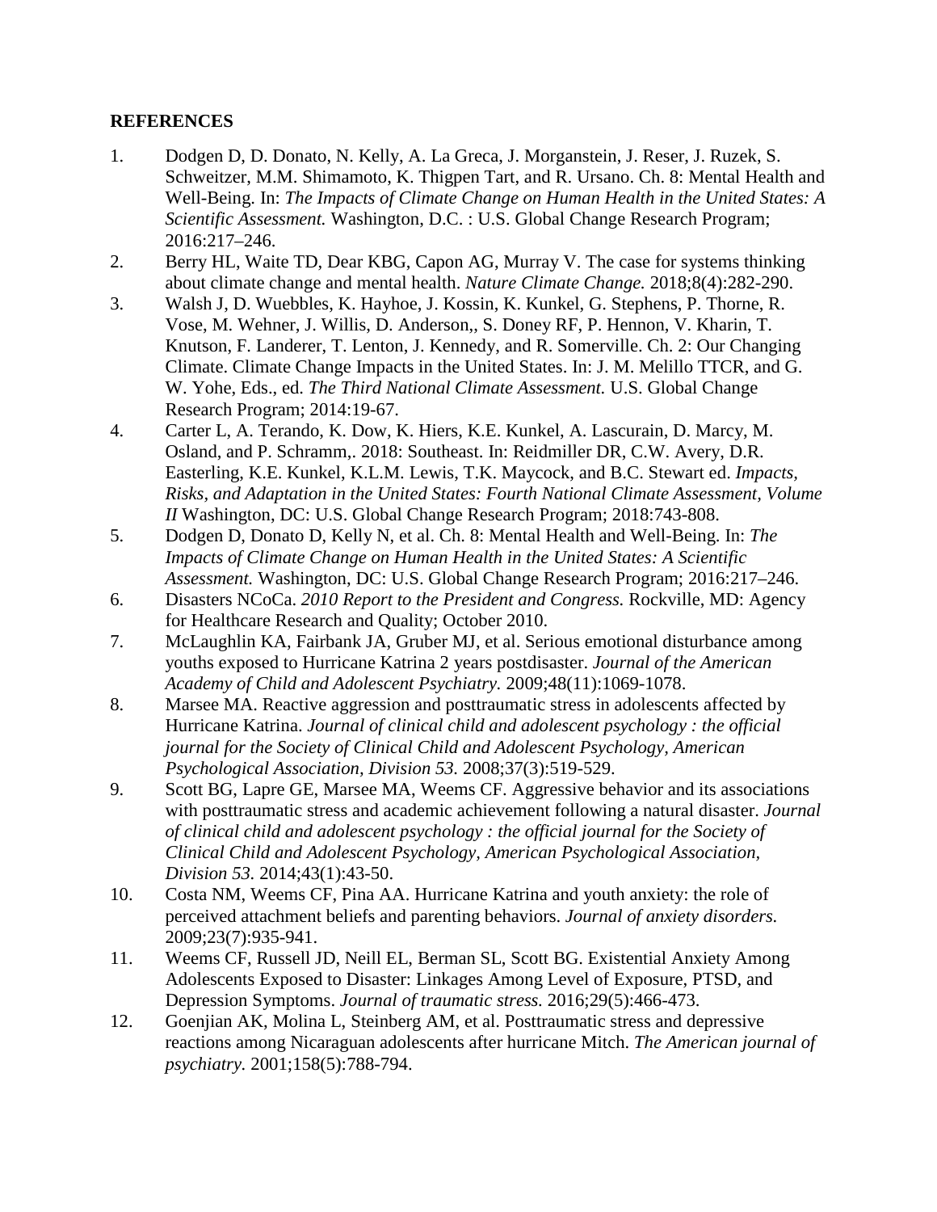**REFERENCES**

1. Dodgen D, D. Donato, N. Kelly, A. La Greca, J. Morganstein, J. Reser, J. Ruzek, S. Schweitzer, M.M. Shimamoto, K. Thigpen Tart, and R. Ursano. Ch. 8: Mental Health and Well-Being. In: *The Impacts of Climate Change on Human Health in the United States: A Scientific Assessment.* Washington, D.C. : U.S. Global Change Research Program; 2016:217–246.
2. Berry HL, Waite TD, Dear KBG, Capon AG, Murray V. The case for systems thinking about climate change and mental health. *Nature Climate Change.* 2018;8(4):282-290.
3. Walsh J, D. Wuebbles, K. Hayhoe, J. Kossin, K. Kunkel, G. Stephens, P. Thorne, R. Vose, M. Wehner, J. Willis, D. Anderson,, S. Doney RF, P. Hennon, V. Kharin, T. Knutson, F. Landerer, T. Lenton, J. Kennedy, and R. Somerville. Ch. 2: Our Changing Climate. Climate Change Impacts in the United States. In: J. M. Melillo TTCR, and G. W. Yohe, Eds., ed. *The Third National Climate Assessment.* U.S. Global Change Research Program; 2014:19-67.
4. Carter L, A. Terando, K. Dow, K. Hiers, K.E. Kunkel, A. Lascurain, D. Marcy, M. Osland, and P. Schramm,. 2018: Southeast. In: Reidmiller DR, C.W. Avery, D.R. Easterling, K.E. Kunkel, K.L.M. Lewis, T.K. Maycock, and B.C. Stewart ed. *Impacts, Risks, and Adaptation in the United States: Fourth National Climate Assessment, Volume II* Washington, DC: U.S. Global Change Research Program; 2018:743-808.
5. Dodgen D, Donato D, Kelly N, et al. Ch. 8: Mental Health and Well-Being. In: *The Impacts of Climate Change on Human Health in the United States: A Scientific Assessment.* Washington, DC: U.S. Global Change Research Program; 2016:217–246.
6. Disasters NCoCa. *2010 Report to the President and Congress.* Rockville, MD: Agency for Healthcare Research and Quality; October 2010.
7. McLaughlin KA, Fairbank JA, Gruber MJ, et al. Serious emotional disturbance among youths exposed to Hurricane Katrina 2 years postdisaster. *Journal of the American Academy of Child and Adolescent Psychiatry.* 2009;48(11):1069-1078.
8. Marsee MA. Reactive aggression and posttraumatic stress in adolescents affected by Hurricane Katrina. *Journal of clinical child and adolescent psychology : the official journal for the Society of Clinical Child and Adolescent Psychology, American Psychological Association, Division 53.* 2008;37(3):519-529.
9. Scott BG, Lapre GE, Marsee MA, Weems CF. Aggressive behavior and its associations with posttraumatic stress and academic achievement following a natural disaster. *Journal of clinical child and adolescent psychology : the official journal for the Society of Clinical Child and Adolescent Psychology, American Psychological Association, Division 53.* 2014;43(1):43-50.
10. Costa NM, Weems CF, Pina AA. Hurricane Katrina and youth anxiety: the role of perceived attachment beliefs and parenting behaviors. *Journal of anxiety disorders.* 2009;23(7):935-941.
11. Weems CF, Russell JD, Neill EL, Berman SL, Scott BG. Existential Anxiety Among Adolescents Exposed to Disaster: Linkages Among Level of Exposure, PTSD, and Depression Symptoms. *Journal of traumatic stress.* 2016;29(5):466-473.
12. Goenjian AK, Molina L, Steinberg AM, et al. Posttraumatic stress and depressive reactions among Nicaraguan adolescents after hurricane Mitch. *The American journal of psychiatry.* 2001;158(5):788-794.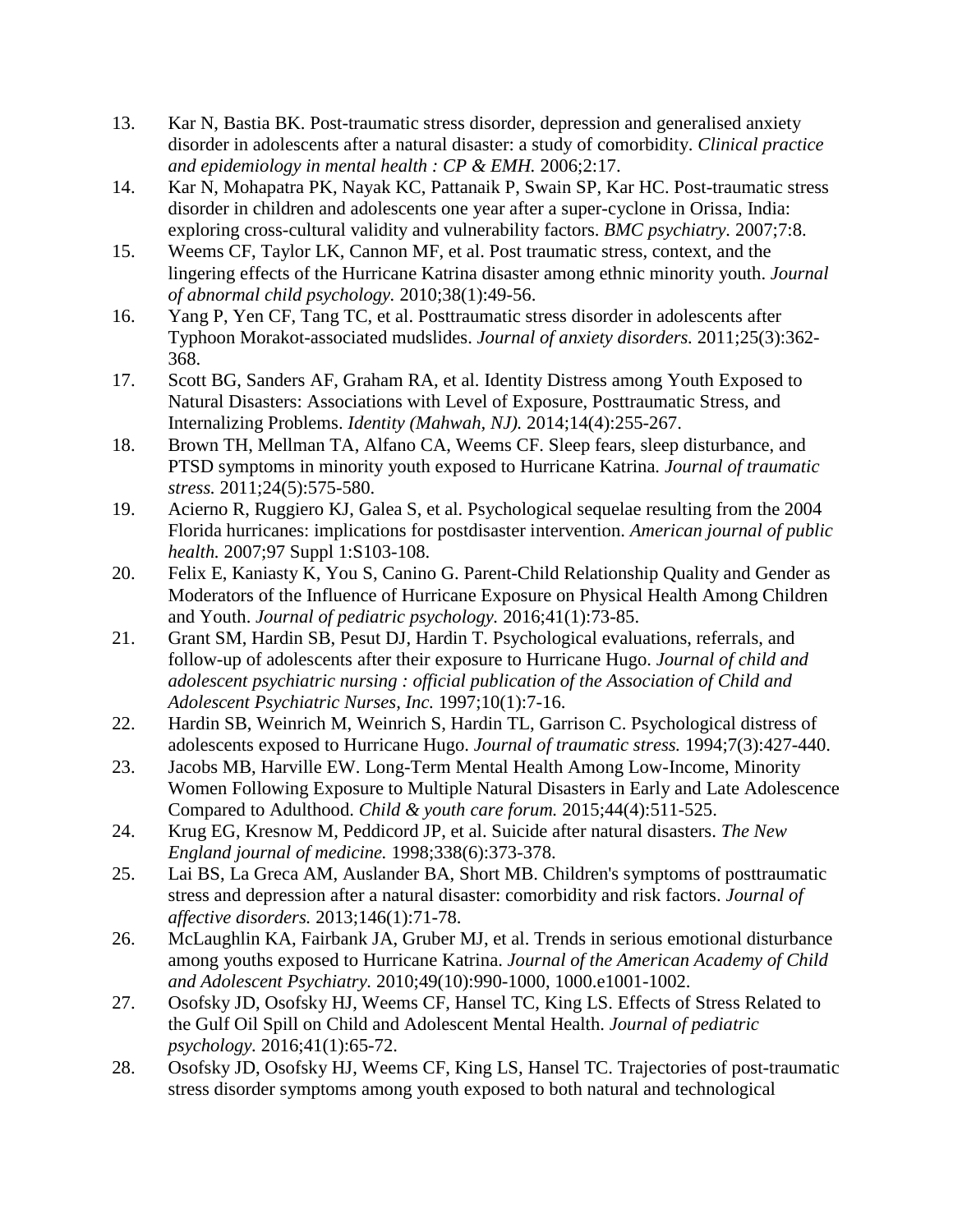13. Kar N, Bastia BK. Post-traumatic stress disorder, depression and generalised anxiety disorder in adolescents after a natural disaster: a study of comorbidity. *Clinical practice and epidemiology in mental health : CP & EMH.* 2006;2:17.
14. Kar N, Mohapatra PK, Nayak KC, Pattanaik P, Swain SP, Kar HC. Post-traumatic stress disorder in children and adolescents one year after a super-cyclone in Orissa, India: exploring cross-cultural validity and vulnerability factors. *BMC psychiatry.* 2007;7:8.
15. Weems CF, Taylor LK, Cannon MF, et al. Post traumatic stress, context, and the lingering effects of the Hurricane Katrina disaster among ethnic minority youth. *Journal of abnormal child psychology.* 2010;38(1):49-56.
16. Yang P, Yen CF, Tang TC, et al. Posttraumatic stress disorder in adolescents after Typhoon Morakot-associated mudslides. *Journal of anxiety disorders.* 2011;25(3):362-368.
17. Scott BG, Sanders AF, Graham RA, et al. Identity Distress among Youth Exposed to Natural Disasters: Associations with Level of Exposure, Posttraumatic Stress, and Internalizing Problems. *Identity (Mahwah, NJ).* 2014;14(4):255-267.
18. Brown TH, Mellman TA, Alfano CA, Weems CF. Sleep fears, sleep disturbance, and PTSD symptoms in minority youth exposed to Hurricane Katrina. *Journal of traumatic stress.* 2011;24(5):575-580.
19. Acierno R, Ruggiero KJ, Galea S, et al. Psychological sequelae resulting from the 2004 Florida hurricanes: implications for postdisaster intervention. *American journal of public health.* 2007;97 Suppl 1:S103-108.
20. Felix E, Kaniasty K, You S, Canino G. Parent-Child Relationship Quality and Gender as Moderators of the Influence of Hurricane Exposure on Physical Health Among Children and Youth. *Journal of pediatric psychology.* 2016;41(1):73-85.
21. Grant SM, Hardin SB, Pesut DJ, Hardin T. Psychological evaluations, referrals, and follow-up of adolescents after their exposure to Hurricane Hugo. *Journal of child and adolescent psychiatric nursing : official publication of the Association of Child and Adolescent Psychiatric Nurses, Inc.* 1997;10(1):7-16.
22. Hardin SB, Weinrich M, Weinrich S, Hardin TL, Garrison C. Psychological distress of adolescents exposed to Hurricane Hugo. *Journal of traumatic stress.* 1994;7(3):427-440.
23. Jacobs MB, Harville EW. Long-Term Mental Health Among Low-Income, Minority Women Following Exposure to Multiple Natural Disasters in Early and Late Adolescence Compared to Adulthood. *Child & youth care forum.* 2015;44(4):511-525.
24. Krug EG, Kresnow M, Peddicord JP, et al. Suicide after natural disasters. *The New England journal of medicine.* 1998;338(6):373-378.
25. Lai BS, La Greca AM, Auslander BA, Short MB. Children's symptoms of posttraumatic stress and depression after a natural disaster: comorbidity and risk factors. *Journal of affective disorders.* 2013;146(1):71-78.
26. McLaughlin KA, Fairbank JA, Gruber MJ, et al. Trends in serious emotional disturbance among youths exposed to Hurricane Katrina. *Journal of the American Academy of Child and Adolescent Psychiatry.* 2010;49(10):990-1000, 1000.e1001-1002.
27. Osofsky JD, Osofsky HJ, Weems CF, Hansel TC, King LS. Effects of Stress Related to the Gulf Oil Spill on Child and Adolescent Mental Health. *Journal of pediatric psychology.* 2016;41(1):65-72.
28. Osofsky JD, Osofsky HJ, Weems CF, King LS, Hansel TC. Trajectories of post-traumatic stress disorder symptoms among youth exposed to both natural and technological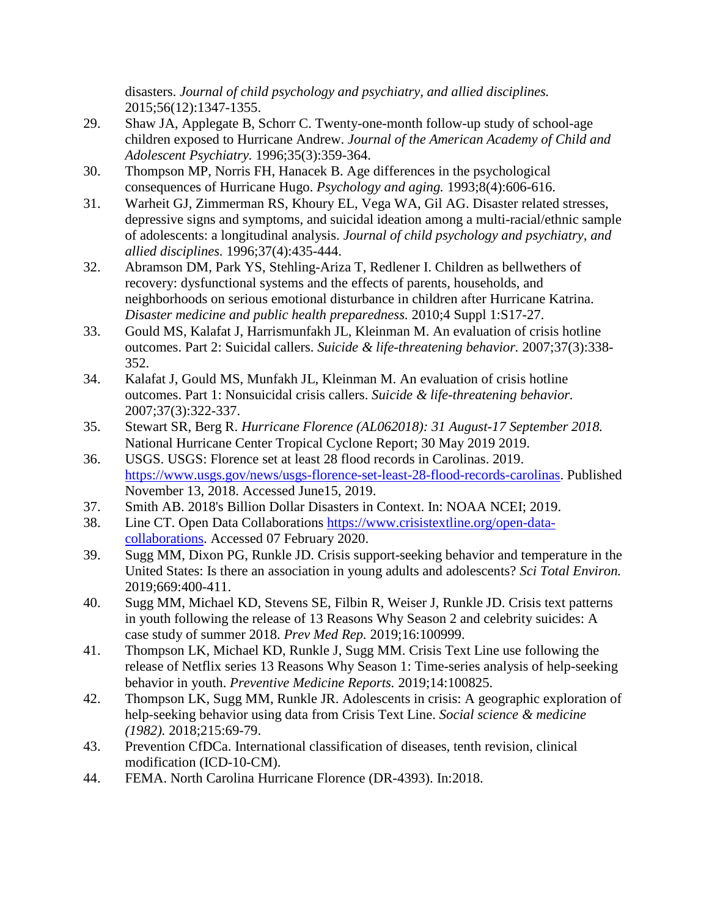disasters. *Journal of child psychology and psychiatry, and allied disciplines.* 2015;56(12):1347-1355.

29. Shaw JA, Applegate B, Schorr C. Twenty-one-month follow-up study of school-age children exposed to Hurricane Andrew. *Journal of the American Academy of Child and Adolescent Psychiatry.* 1996;35(3):359-364.
30. Thompson MP, Norris FH, Hanacek B. Age differences in the psychological consequences of Hurricane Hugo. *Psychology and aging.* 1993;8(4):606-616.
31. Warheit GJ, Zimmerman RS, Khoury EL, Vega WA, Gil AG. Disaster related stresses, depressive signs and symptoms, and suicidal ideation among a multi-racial/ethnic sample of adolescents: a longitudinal analysis. *Journal of child psychology and psychiatry, and allied disciplines.* 1996;37(4):435-444.
32. Abramson DM, Park YS, Stehling-Ariza T, Redlener I. Children as bellwethers of recovery: dysfunctional systems and the effects of parents, households, and neighborhoods on serious emotional disturbance in children after Hurricane Katrina. *Disaster medicine and public health preparedness.* 2010;4 Suppl 1:S17-27.
33. Gould MS, Kalafat J, Harrismunfakh JL, Kleinman M. An evaluation of crisis hotline outcomes. Part 2: Suicidal callers. *Suicide & life-threatening behavior.* 2007;37(3):338-352.
34. Kalafat J, Gould MS, Munfakh JL, Kleinman M. An evaluation of crisis hotline outcomes. Part 1: Nonsuicidal crisis callers. *Suicide & life-threatening behavior.* 2007;37(3):322-337.
35. Stewart SR, Berg R. *Hurricane Florence (AL062018): 31 August-17 September 2018.* National Hurricane Center Tropical Cyclone Report; 30 May 2019 2019.
36. USGS. USGS: Florence set at least 28 flood records in Carolinas. 2019. https://www.usgs.gov/news/usgs-florence-set-least-28-flood-records-carolinas. Published November 13, 2018. Accessed June15, 2019.
37. Smith AB. 2018's Billion Dollar Disasters in Context. In: NOAA NCEI; 2019.
38. Line CT. Open Data Collaborations https://www.crisistextline.org/open-data-collaborations. Accessed 07 February 2020.
39. Sugg MM, Dixon PG, Runkle JD. Crisis support-seeking behavior and temperature in the United States: Is there an association in young adults and adolescents? *Sci Total Environ.* 2019;669:400-411.
40. Sugg MM, Michael KD, Stevens SE, Filbin R, Weiser J, Runkle JD. Crisis text patterns in youth following the release of 13 Reasons Why Season 2 and celebrity suicides: A case study of summer 2018. *Prev Med Rep.* 2019;16:100999.
41. Thompson LK, Michael KD, Runkle J, Sugg MM. Crisis Text Line use following the release of Netflix series 13 Reasons Why Season 1: Time-series analysis of help-seeking behavior in youth. *Preventive Medicine Reports.* 2019;14:100825.
42. Thompson LK, Sugg MM, Runkle JR. Adolescents in crisis: A geographic exploration of help-seeking behavior using data from Crisis Text Line. *Social science & medicine (1982).* 2018;215:69-79.
43. Prevention CfDCa. International classification of diseases, tenth revision, clinical modification (ICD-10-CM).
44. FEMA. North Carolina Hurricane Florence (DR-4393). In:2018.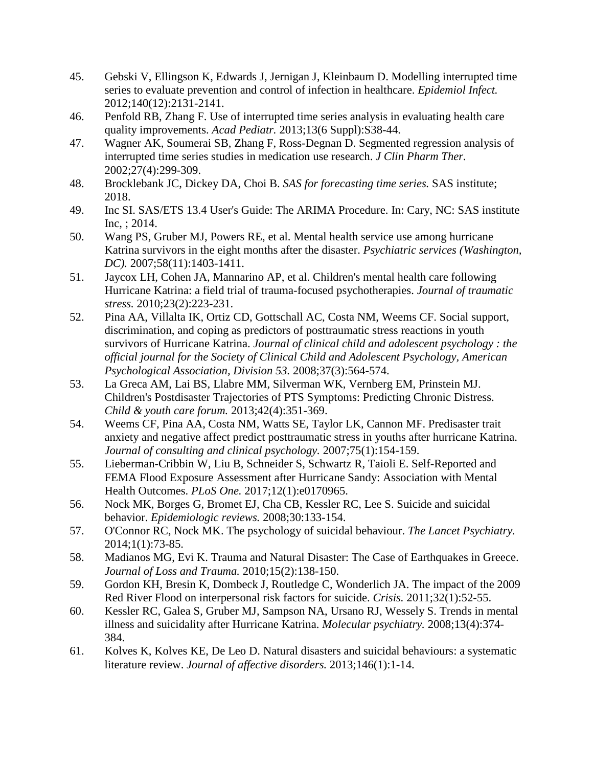45. Gebski V, Ellingson K, Edwards J, Jernigan J, Kleinbaum D. Modelling interrupted time series to evaluate prevention and control of infection in healthcare. *Epidemiol Infect.* 2012;140(12):2131-2141.
46. Penfold RB, Zhang F. Use of interrupted time series analysis in evaluating health care quality improvements. *Acad Pediatr.* 2013;13(6 Suppl):S38-44.
47. Wagner AK, Soumerai SB, Zhang F, Ross-Degnan D. Segmented regression analysis of interrupted time series studies in medication use research. *J Clin Pharm Ther.* 2002;27(4):299-309.
48. Brocklebank JC, Dickey DA, Choi B. *SAS for forecasting time series.* SAS institute; 2018.
49. Inc SI. SAS/ETS 13.4 User's Guide: The ARIMA Procedure. In: Cary, NC: SAS institute Inc, ; 2014.
50. Wang PS, Gruber MJ, Powers RE, et al. Mental health service use among hurricane Katrina survivors in the eight months after the disaster. *Psychiatric services (Washington, DC).* 2007;58(11):1403-1411.
51. Jaycox LH, Cohen JA, Mannarino AP, et al. Children's mental health care following Hurricane Katrina: a field trial of trauma-focused psychotherapies. *Journal of traumatic stress.* 2010;23(2):223-231.
52. Pina AA, Villalta IK, Ortiz CD, Gottschall AC, Costa NM, Weems CF. Social support, discrimination, and coping as predictors of posttraumatic stress reactions in youth survivors of Hurricane Katrina. *Journal of clinical child and adolescent psychology : the official journal for the Society of Clinical Child and Adolescent Psychology, American Psychological Association, Division 53.* 2008;37(3):564-574.
53. La Greca AM, Lai BS, Llabre MM, Silverman WK, Vernberg EM, Prinstein MJ. Children's Postdisaster Trajectories of PTS Symptoms: Predicting Chronic Distress. *Child & youth care forum.* 2013;42(4):351-369.
54. Weems CF, Pina AA, Costa NM, Watts SE, Taylor LK, Cannon MF. Predisaster trait anxiety and negative affect predict posttraumatic stress in youths after hurricane Katrina. *Journal of consulting and clinical psychology.* 2007;75(1):154-159.
55. Lieberman-Cribbin W, Liu B, Schneider S, Schwartz R, Taioli E. Self-Reported and FEMA Flood Exposure Assessment after Hurricane Sandy: Association with Mental Health Outcomes. *PLoS One.* 2017;12(1):e0170965.
56. Nock MK, Borges G, Bromet EJ, Cha CB, Kessler RC, Lee S. Suicide and suicidal behavior. *Epidemiologic reviews.* 2008;30:133-154.
57. O'Connor RC, Nock MK. The psychology of suicidal behaviour. *The Lancet Psychiatry.* 2014;1(1):73-85.
58. Madianos MG, Evi K. Trauma and Natural Disaster: The Case of Earthquakes in Greece. *Journal of Loss and Trauma.* 2010;15(2):138-150.
59. Gordon KH, Bresin K, Dombeck J, Routledge C, Wonderlich JA. The impact of the 2009 Red River Flood on interpersonal risk factors for suicide. *Crisis.* 2011;32(1):52-55.
60. Kessler RC, Galea S, Gruber MJ, Sampson NA, Ursano RJ, Wessely S. Trends in mental illness and suicidality after Hurricane Katrina. *Molecular psychiatry.* 2008;13(4):374-384.
61. Kolves K, Kolves KE, De Leo D. Natural disasters and suicidal behaviours: a systematic literature review. *Journal of affective disorders.* 2013;146(1):1-14.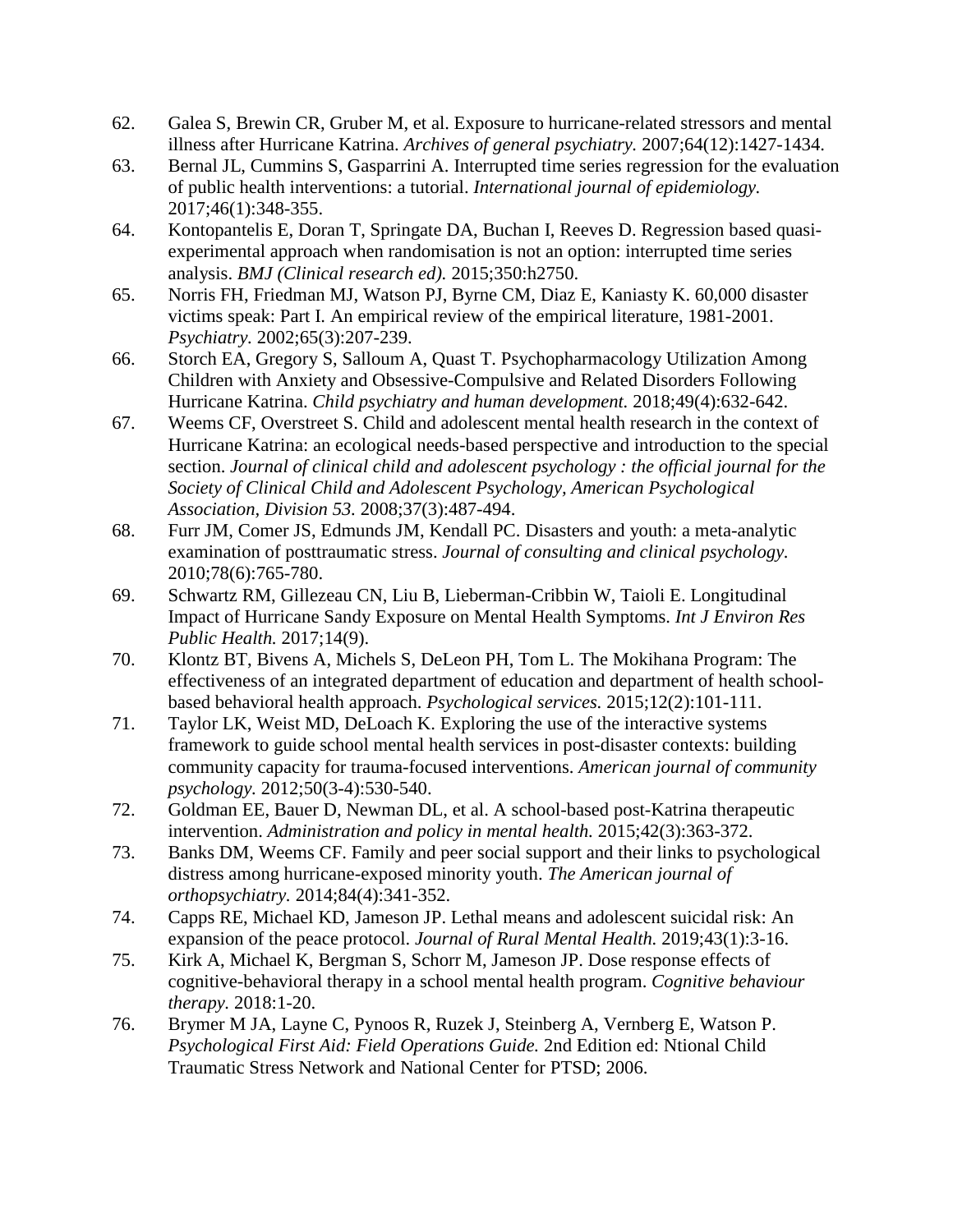62. Galea S, Brewin CR, Gruber M, et al. Exposure to hurricane-related stressors and mental illness after Hurricane Katrina. *Archives of general psychiatry.* 2007;64(12):1427-1434.
63. Bernal JL, Cummins S, Gasparrini A. Interrupted time series regression for the evaluation of public health interventions: a tutorial. *International journal of epidemiology.* 2017;46(1):348-355.
64. Kontopantelis E, Doran T, Springate DA, Buchan I, Reeves D. Regression based quasi-experimental approach when randomisation is not an option: interrupted time series analysis. *BMJ (Clinical research ed).* 2015;350:h2750.
65. Norris FH, Friedman MJ, Watson PJ, Byrne CM, Diaz E, Kaniasty K. 60,000 disaster victims speak: Part I. An empirical review of the empirical literature, 1981-2001. *Psychiatry.* 2002;65(3):207-239.
66. Storch EA, Gregory S, Salloum A, Quast T. Psychopharmacology Utilization Among Children with Anxiety and Obsessive-Compulsive and Related Disorders Following Hurricane Katrina. *Child psychiatry and human development.* 2018;49(4):632-642.
67. Weems CF, Overstreet S. Child and adolescent mental health research in the context of Hurricane Katrina: an ecological needs-based perspective and introduction to the special section. *Journal of clinical child and adolescent psychology : the official journal for the Society of Clinical Child and Adolescent Psychology, American Psychological Association, Division 53.* 2008;37(3):487-494.
68. Furr JM, Comer JS, Edmunds JM, Kendall PC. Disasters and youth: a meta-analytic examination of posttraumatic stress. *Journal of consulting and clinical psychology.* 2010;78(6):765-780.
69. Schwartz RM, Gillezeau CN, Liu B, Lieberman-Cribbin W, Taioli E. Longitudinal Impact of Hurricane Sandy Exposure on Mental Health Symptoms. *Int J Environ Res Public Health.* 2017;14(9).
70. Klontz BT, Bivens A, Michels S, DeLeon PH, Tom L. The Mokihana Program: The effectiveness of an integrated department of education and department of health school-based behavioral health approach. *Psychological services.* 2015;12(2):101-111.
71. Taylor LK, Weist MD, DeLoach K. Exploring the use of the interactive systems framework to guide school mental health services in post-disaster contexts: building community capacity for trauma-focused interventions. *American journal of community psychology.* 2012;50(3-4):530-540.
72. Goldman EE, Bauer D, Newman DL, et al. A school-based post-Katrina therapeutic intervention. *Administration and policy in mental health.* 2015;42(3):363-372.
73. Banks DM, Weems CF. Family and peer social support and their links to psychological distress among hurricane-exposed minority youth. *The American journal of orthopsychiatry.* 2014;84(4):341-352.
74. Capps RE, Michael KD, Jameson JP. Lethal means and adolescent suicidal risk: An expansion of the peace protocol. *Journal of Rural Mental Health.* 2019;43(1):3-16.
75. Kirk A, Michael K, Bergman S, Schorr M, Jameson JP. Dose response effects of cognitive-behavioral therapy in a school mental health program. *Cognitive behaviour therapy.* 2018:1-20.
76. Brymer M JA, Layne C, Pynoos R, Ruzek J, Steinberg A, Vernberg E, Watson P. *Psychological First Aid: Field Operations Guide.* 2nd Edition ed: Ntional Child Traumatic Stress Network and National Center for PTSD; 2006.